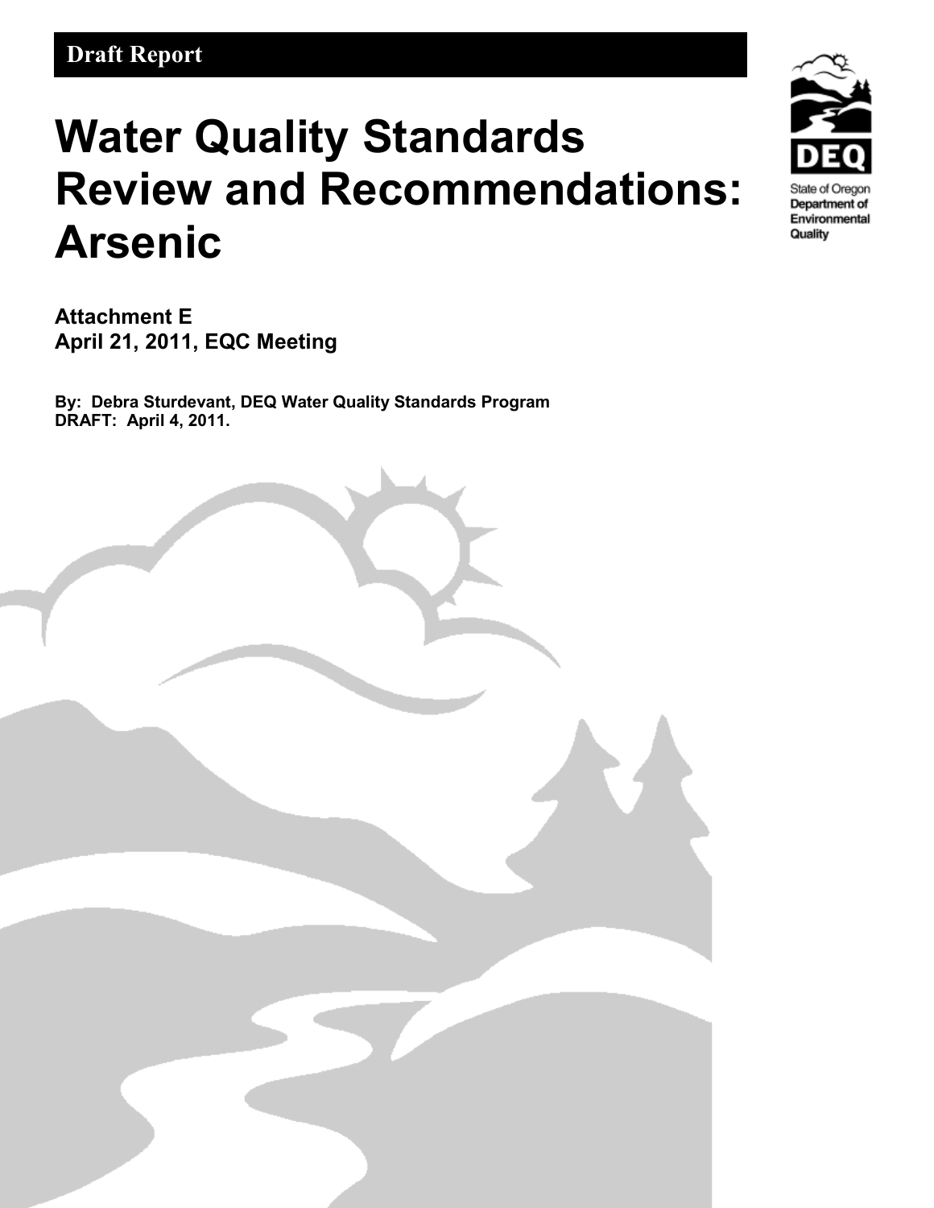**Draft Report**

# Water Quality Standards Review and Recommendations: Arsenic

State of Oregon
Department of Environmental Quality

**Attachment E**
**April 21, 2011, EQC Meeting**

**By: Debra Sturdevant, DEQ Water Quality Standards Program**
**DRAFT: April 4, 2011.**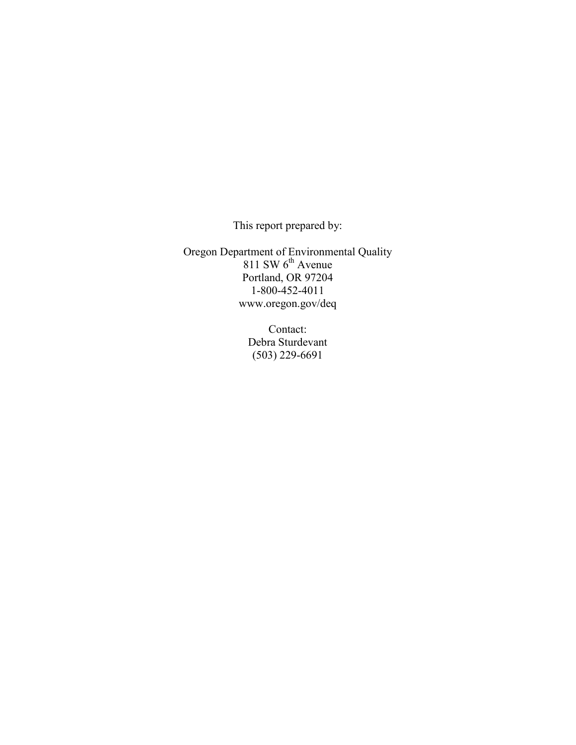This report prepared by:

Oregon Department of Environmental Quality
811 SW 6th Avenue
Portland, OR 97204
1-800-452-4011
www.oregon.gov/deq

Contact:
Debra Sturdevant
(503) 229-6691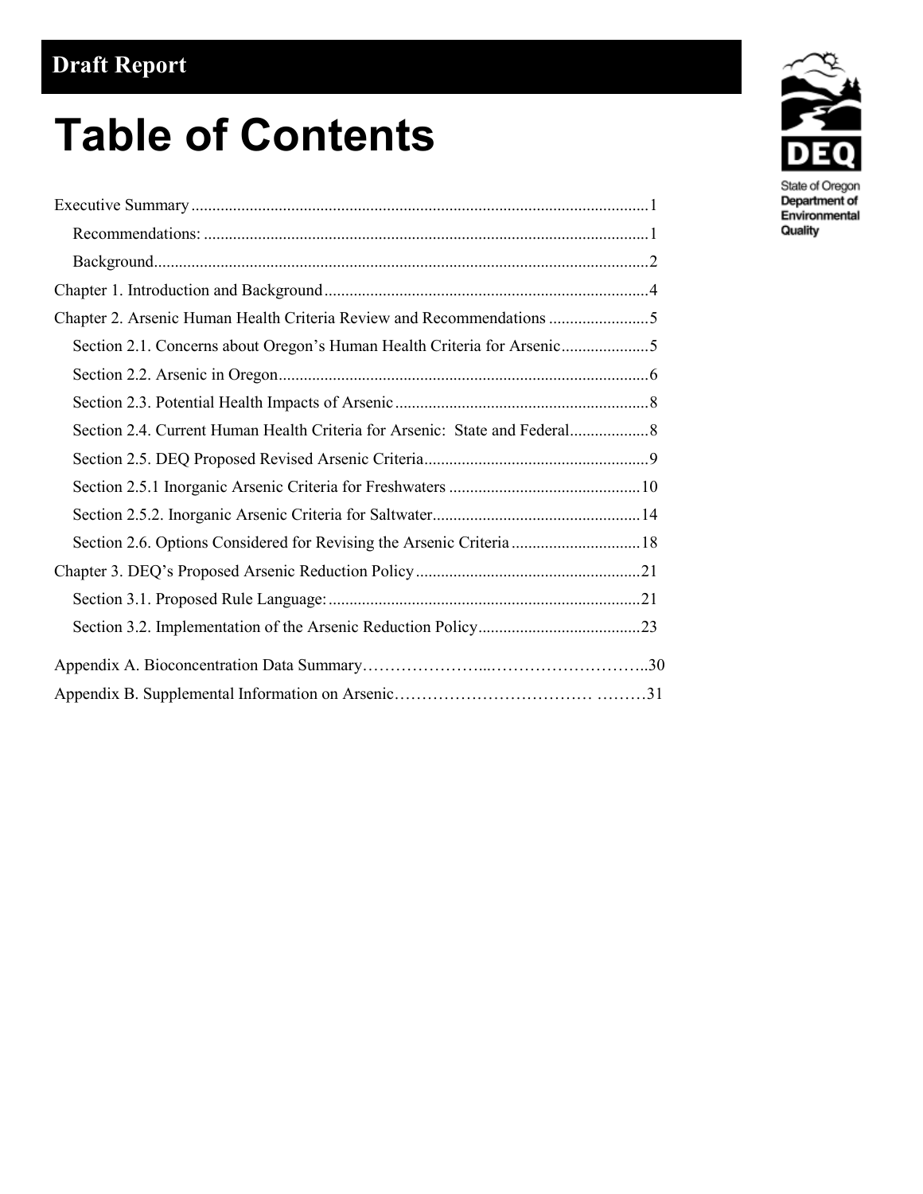**Draft Report**

# Table of Contents

Executive Summary ... 1
- Recommendations: ... 1
- Background ... 2

Chapter 1. Introduction and Background ... 4

Chapter 2. Arsenic Human Health Criteria Review and Recommendations ... 5
- Section 2.1. Concerns about Oregon's Human Health Criteria for Arsenic ... 5
- Section 2.2. Arsenic in Oregon ... 6
- Section 2.3. Potential Health Impacts of Arsenic ... 8
- Section 2.4. Current Human Health Criteria for Arsenic: State and Federal ... 8
- Section 2.5. DEQ Proposed Revised Arsenic Criteria ... 9
- Section 2.5.1 Inorganic Arsenic Criteria for Freshwaters ... 10
- Section 2.5.2. Inorganic Arsenic Criteria for Saltwater ... 14
- Section 2.6. Options Considered for Revising the Arsenic Criteria ... 18

Chapter 3. DEQ's Proposed Arsenic Reduction Policy ... 21
- Section 3.1. Proposed Rule Language: ... 21
- Section 3.2. Implementation of the Arsenic Reduction Policy ... 23

Appendix A. Bioconcentration Data Summary ... 30

Appendix B. Supplemental Information on Arsenic ... 31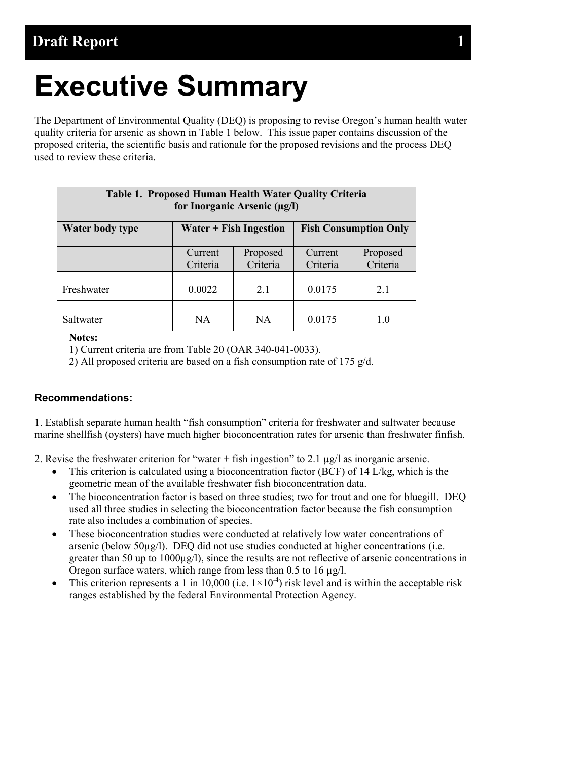# Executive Summary

The Department of Environmental Quality (DEQ) is proposing to revise Oregon's human health water quality criteria for arsenic as shown in Table 1 below. This issue paper contains discussion of the proposed criteria, the scientific basis and rationale for the proposed revisions and the process DEQ used to review these criteria.

**Table 1. Proposed Human Health Water Quality Criteria for Inorganic Arsenic (µg/l)**

| Water body type | Water + Fish Ingestion | | Fish Consumption Only | |
|---|---|---|---|---|
| | Current Criteria | Proposed Criteria | Current Criteria | Proposed Criteria |
| Freshwater | 0.0022 | 2.1 | 0.0175 | 2.1 |
| Saltwater | NA | NA | 0.0175 | 1.0 |

**Notes:**

1) Current criteria are from Table 20 (OAR 340-041-0033).

2) All proposed criteria are based on a fish consumption rate of 175 g/d.

#### Recommendations:

1. Establish separate human health "fish consumption" criteria for freshwater and saltwater because marine shellfish (oysters) have much higher bioconcentration rates for arsenic than freshwater finfish.

2. Revise the freshwater criterion for "water + fish ingestion" to 2.1 µg/l as inorganic arsenic.
   - This criterion is calculated using a bioconcentration factor (BCF) of 14 L/kg, which is the geometric mean of the available freshwater fish bioconcentration data.
   - The bioconcentration factor is based on three studies; two for trout and one for bluegill. DEQ used all three studies in selecting the bioconcentration factor because the fish consumption rate also includes a combination of species.
   - These bioconcentration studies were conducted at relatively low water concentrations of arsenic (below 50µg/l). DEQ did not use studies conducted at higher concentrations (i.e. greater than 50 up to 1000µg/l), since the results are not reflective of arsenic concentrations in Oregon surface waters, which range from less than 0.5 to 16 µg/l.
   - This criterion represents a 1 in 10,000 (i.e. $1 \times 10^{-4}$) risk level and is within the acceptable risk ranges established by the federal Environmental Protection Agency.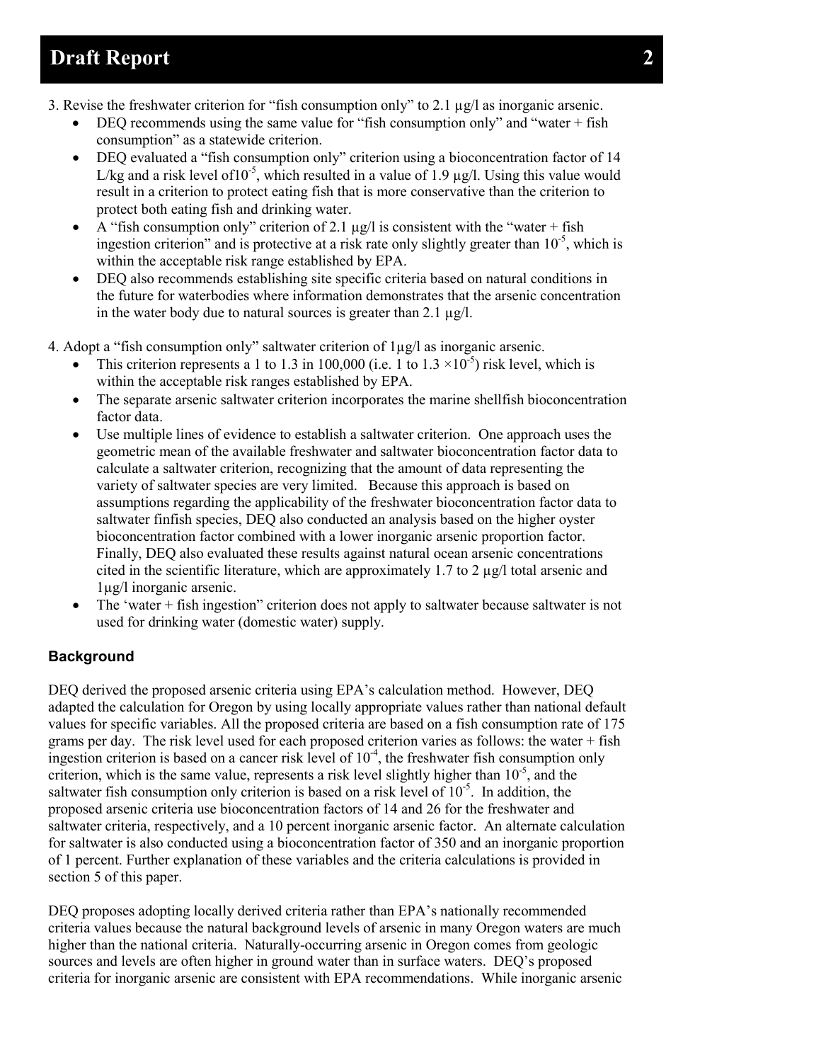3. Revise the freshwater criterion for "fish consumption only" to 2.1 µg/l as inorganic arsenic.
   - DEQ recommends using the same value for "fish consumption only" and "water + fish consumption" as a statewide criterion.
   - DEQ evaluated a "fish consumption only" criterion using a bioconcentration factor of 14 L/kg and a risk level of$10^{-5}$, which resulted in a value of 1.9 µg/l. Using this value would result in a criterion to protect eating fish that is more conservative than the criterion to protect both eating fish and drinking water.
   - A "fish consumption only" criterion of 2.1 µg/l is consistent with the "water + fish ingestion criterion" and is protective at a risk rate only slightly greater than $10^{-5}$, which is within the acceptable risk range established by EPA.
   - DEQ also recommends establishing site specific criteria based on natural conditions in the future for waterbodies where information demonstrates that the arsenic concentration in the water body due to natural sources is greater than 2.1 µg/l.

4. Adopt a "fish consumption only" saltwater criterion of 1µg/l as inorganic arsenic.
   - This criterion represents a 1 to 1.3 in 100,000 (i.e. 1 to $1.3 \times 10^{-5}$) risk level, which is within the acceptable risk ranges established by EPA.
   - The separate arsenic saltwater criterion incorporates the marine shellfish bioconcentration factor data.
   - Use multiple lines of evidence to establish a saltwater criterion. One approach uses the geometric mean of the available freshwater and saltwater bioconcentration factor data to calculate a saltwater criterion, recognizing that the amount of data representing the variety of saltwater species are very limited. Because this approach is based on assumptions regarding the applicability of the freshwater bioconcentration factor data to saltwater finfish species, DEQ also conducted an analysis based on the higher oyster bioconcentration factor combined with a lower inorganic arsenic proportion factor. Finally, DEQ also evaluated these results against natural ocean arsenic concentrations cited in the scientific literature, which are approximately 1.7 to 2 µg/l total arsenic and 1µg/l inorganic arsenic.
   - The 'water + fish ingestion" criterion does not apply to saltwater because saltwater is not used for drinking water (domestic water) supply.

### Background

DEQ derived the proposed arsenic criteria using EPA's calculation method. However, DEQ adapted the calculation for Oregon by using locally appropriate values rather than national default values for specific variables. All the proposed criteria are based on a fish consumption rate of 175 grams per day. The risk level used for each proposed criterion varies as follows: the water + fish ingestion criterion is based on a cancer risk level of $10^{-4}$, the freshwater fish consumption only criterion, which is the same value, represents a risk level slightly higher than $10^{-5}$, and the saltwater fish consumption only criterion is based on a risk level of $10^{-5}$. In addition, the proposed arsenic criteria use bioconcentration factors of 14 and 26 for the freshwater and saltwater criteria, respectively, and a 10 percent inorganic arsenic factor. An alternate calculation for saltwater is also conducted using a bioconcentration factor of 350 and an inorganic proportion of 1 percent. Further explanation of these variables and the criteria calculations is provided in section 5 of this paper.

DEQ proposes adopting locally derived criteria rather than EPA's nationally recommended criteria values because the natural background levels of arsenic in many Oregon waters are much higher than the national criteria. Naturally-occurring arsenic in Oregon comes from geologic sources and levels are often higher in ground water than in surface waters. DEQ's proposed criteria for inorganic arsenic are consistent with EPA recommendations. While inorganic arsenic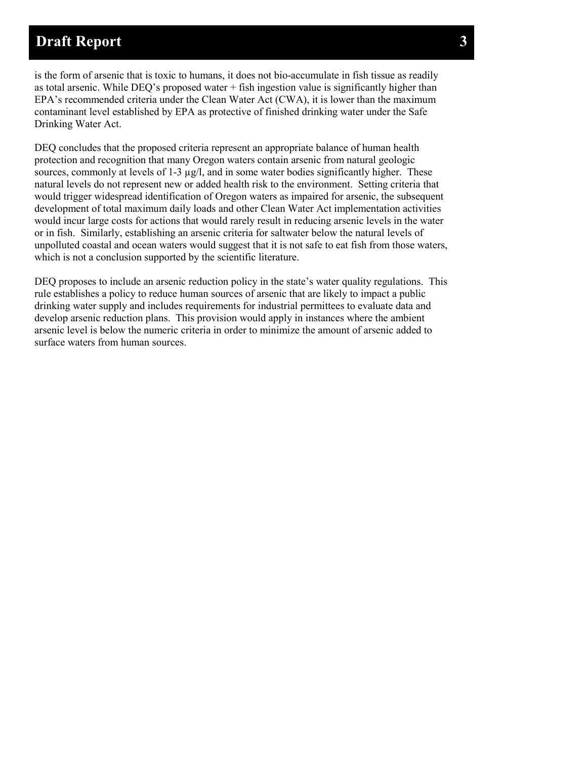is the form of arsenic that is toxic to humans, it does not bio-accumulate in fish tissue as readily as total arsenic. While DEQ's proposed water + fish ingestion value is significantly higher than EPA's recommended criteria under the Clean Water Act (CWA), it is lower than the maximum contaminant level established by EPA as protective of finished drinking water under the Safe Drinking Water Act.

DEQ concludes that the proposed criteria represent an appropriate balance of human health protection and recognition that many Oregon waters contain arsenic from natural geologic sources, commonly at levels of 1-3 µg/l, and in some water bodies significantly higher. These natural levels do not represent new or added health risk to the environment. Setting criteria that would trigger widespread identification of Oregon waters as impaired for arsenic, the subsequent development of total maximum daily loads and other Clean Water Act implementation activities would incur large costs for actions that would rarely result in reducing arsenic levels in the water or in fish. Similarly, establishing an arsenic criteria for saltwater below the natural levels of unpolluted coastal and ocean waters would suggest that it is not safe to eat fish from those waters, which is not a conclusion supported by the scientific literature.

DEQ proposes to include an arsenic reduction policy in the state's water quality regulations. This rule establishes a policy to reduce human sources of arsenic that are likely to impact a public drinking water supply and includes requirements for industrial permittees to evaluate data and develop arsenic reduction plans. This provision would apply in instances where the ambient arsenic level is below the numeric criteria in order to minimize the amount of arsenic added to surface waters from human sources.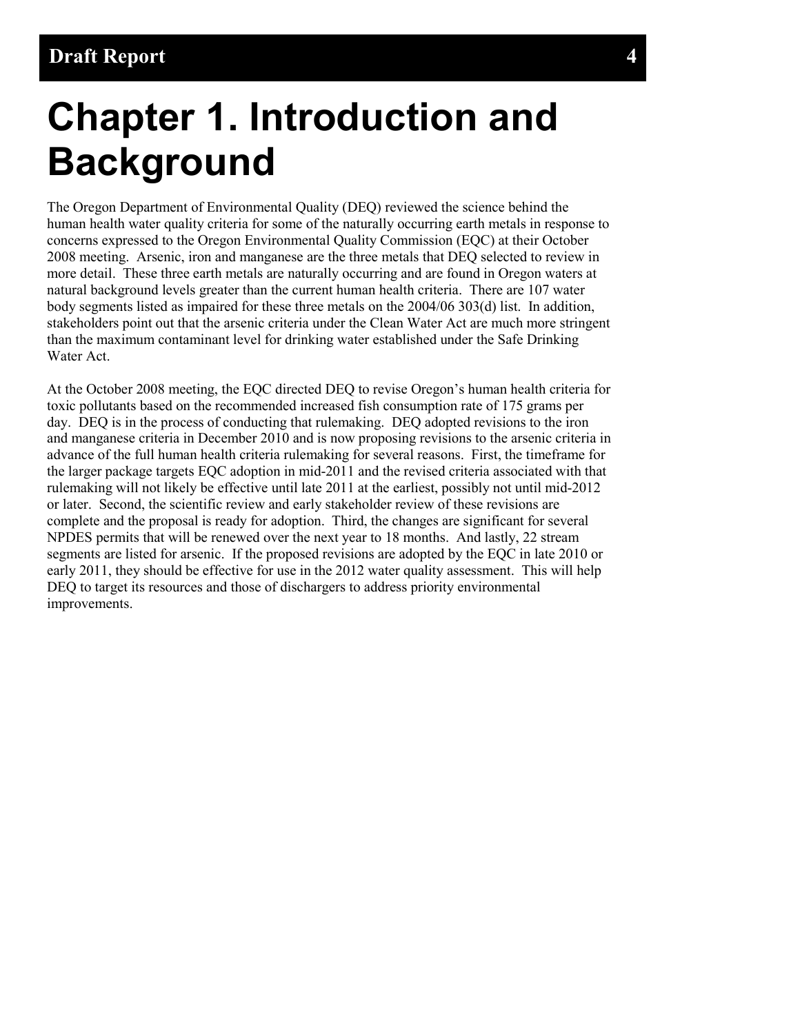# Chapter 1. Introduction and Background

The Oregon Department of Environmental Quality (DEQ) reviewed the science behind the human health water quality criteria for some of the naturally occurring earth metals in response to concerns expressed to the Oregon Environmental Quality Commission (EQC) at their October 2008 meeting. Arsenic, iron and manganese are the three metals that DEQ selected to review in more detail. These three earth metals are naturally occurring and are found in Oregon waters at natural background levels greater than the current human health criteria. There are 107 water body segments listed as impaired for these three metals on the 2004/06 303(d) list. In addition, stakeholders point out that the arsenic criteria under the Clean Water Act are much more stringent than the maximum contaminant level for drinking water established under the Safe Drinking Water Act.

At the October 2008 meeting, the EQC directed DEQ to revise Oregon's human health criteria for toxic pollutants based on the recommended increased fish consumption rate of 175 grams per day. DEQ is in the process of conducting that rulemaking. DEQ adopted revisions to the iron and manganese criteria in December 2010 and is now proposing revisions to the arsenic criteria in advance of the full human health criteria rulemaking for several reasons. First, the timeframe for the larger package targets EQC adoption in mid-2011 and the revised criteria associated with that rulemaking will not likely be effective until late 2011 at the earliest, possibly not until mid-2012 or later. Second, the scientific review and early stakeholder review of these revisions are complete and the proposal is ready for adoption. Third, the changes are significant for several NPDES permits that will be renewed over the next year to 18 months. And lastly, 22 stream segments are listed for arsenic. If the proposed revisions are adopted by the EQC in late 2010 or early 2011, they should be effective for use in the 2012 water quality assessment. This will help DEQ to target its resources and those of dischargers to address priority environmental improvements.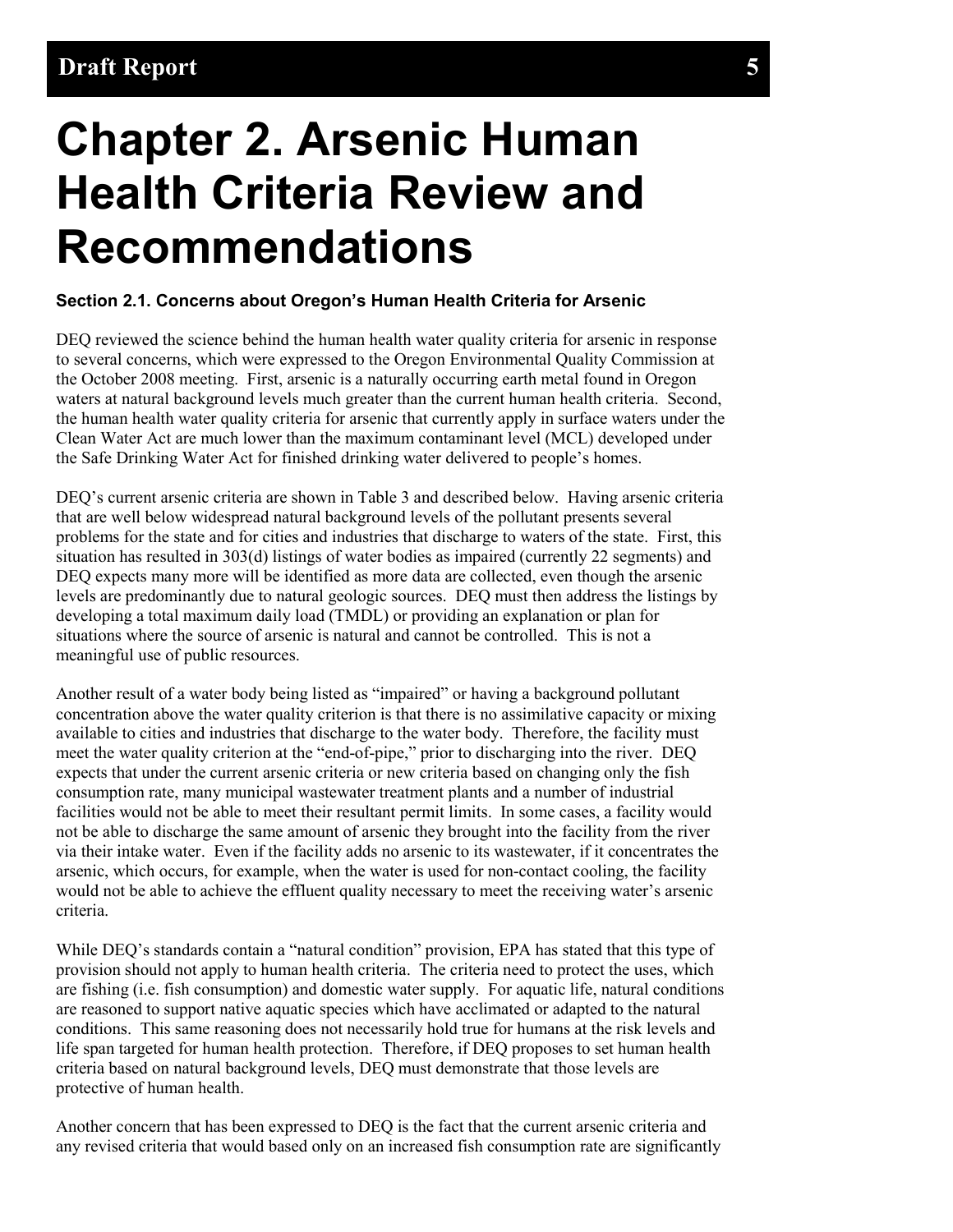# Chapter 2. Arsenic Human Health Criteria Review and Recommendations

### Section 2.1. Concerns about Oregon's Human Health Criteria for Arsenic

DEQ reviewed the science behind the human health water quality criteria for arsenic in response to several concerns, which were expressed to the Oregon Environmental Quality Commission at the October 2008 meeting. First, arsenic is a naturally occurring earth metal found in Oregon waters at natural background levels much greater than the current human health criteria. Second, the human health water quality criteria for arsenic that currently apply in surface waters under the Clean Water Act are much lower than the maximum contaminant level (MCL) developed under the Safe Drinking Water Act for finished drinking water delivered to people's homes.

DEQ's current arsenic criteria are shown in Table 3 and described below. Having arsenic criteria that are well below widespread natural background levels of the pollutant presents several problems for the state and for cities and industries that discharge to waters of the state. First, this situation has resulted in 303(d) listings of water bodies as impaired (currently 22 segments) and DEQ expects many more will be identified as more data are collected, even though the arsenic levels are predominantly due to natural geologic sources. DEQ must then address the listings by developing a total maximum daily load (TMDL) or providing an explanation or plan for situations where the source of arsenic is natural and cannot be controlled. This is not a meaningful use of public resources.

Another result of a water body being listed as "impaired" or having a background pollutant concentration above the water quality criterion is that there is no assimilative capacity or mixing available to cities and industries that discharge to the water body. Therefore, the facility must meet the water quality criterion at the "end-of-pipe," prior to discharging into the river. DEQ expects that under the current arsenic criteria or new criteria based on changing only the fish consumption rate, many municipal wastewater treatment plants and a number of industrial facilities would not be able to meet their resultant permit limits. In some cases, a facility would not be able to discharge the same amount of arsenic they brought into the facility from the river via their intake water. Even if the facility adds no arsenic to its wastewater, if it concentrates the arsenic, which occurs, for example, when the water is used for non-contact cooling, the facility would not be able to achieve the effluent quality necessary to meet the receiving water's arsenic criteria.

While DEQ's standards contain a "natural condition" provision, EPA has stated that this type of provision should not apply to human health criteria. The criteria need to protect the uses, which are fishing (i.e. fish consumption) and domestic water supply. For aquatic life, natural conditions are reasoned to support native aquatic species which have acclimated or adapted to the natural conditions. This same reasoning does not necessarily hold true for humans at the risk levels and life span targeted for human health protection. Therefore, if DEQ proposes to set human health criteria based on natural background levels, DEQ must demonstrate that those levels are protective of human health.

Another concern that has been expressed to DEQ is the fact that the current arsenic criteria and any revised criteria that would based only on an increased fish consumption rate are significantly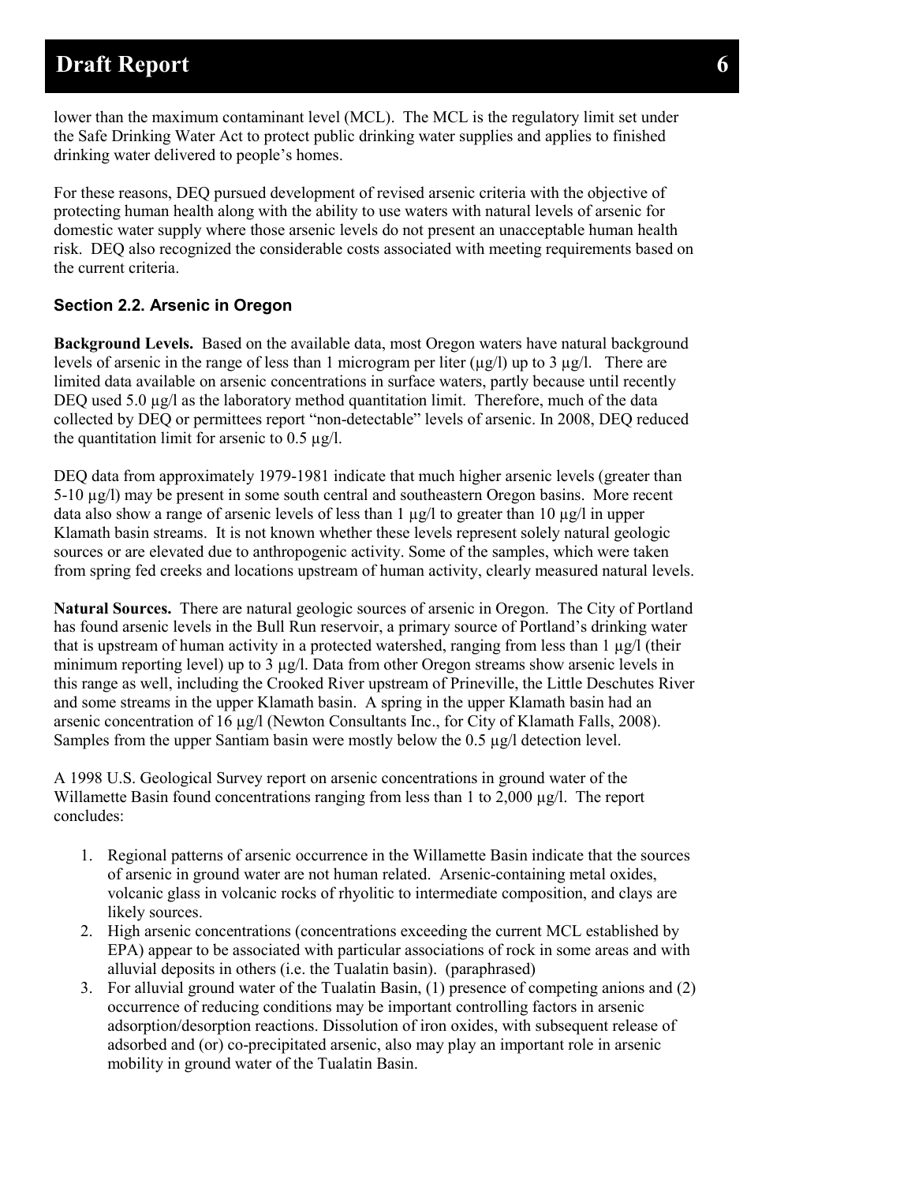lower than the maximum contaminant level (MCL). The MCL is the regulatory limit set under the Safe Drinking Water Act to protect public drinking water supplies and applies to finished drinking water delivered to people's homes.

For these reasons, DEQ pursued development of revised arsenic criteria with the objective of protecting human health along with the ability to use waters with natural levels of arsenic for domestic water supply where those arsenic levels do not present an unacceptable human health risk. DEQ also recognized the considerable costs associated with meeting requirements based on the current criteria.

### Section 2.2. Arsenic in Oregon

**Background Levels.** Based on the available data, most Oregon waters have natural background levels of arsenic in the range of less than 1 microgram per liter (µg/l) up to 3 µg/l. There are limited data available on arsenic concentrations in surface waters, partly because until recently DEQ used 5.0 µg/l as the laboratory method quantitation limit. Therefore, much of the data collected by DEQ or permittees report "non-detectable" levels of arsenic. In 2008, DEQ reduced the quantitation limit for arsenic to 0.5 µg/l.

DEQ data from approximately 1979-1981 indicate that much higher arsenic levels (greater than 5-10 µg/l) may be present in some south central and southeastern Oregon basins. More recent data also show a range of arsenic levels of less than 1 µg/l to greater than 10 µg/l in upper Klamath basin streams. It is not known whether these levels represent solely natural geologic sources or are elevated due to anthropogenic activity. Some of the samples, which were taken from spring fed creeks and locations upstream of human activity, clearly measured natural levels.

**Natural Sources.** There are natural geologic sources of arsenic in Oregon. The City of Portland has found arsenic levels in the Bull Run reservoir, a primary source of Portland's drinking water that is upstream of human activity in a protected watershed, ranging from less than 1 µg/l (their minimum reporting level) up to 3 µg/l. Data from other Oregon streams show arsenic levels in this range as well, including the Crooked River upstream of Prineville, the Little Deschutes River and some streams in the upper Klamath basin. A spring in the upper Klamath basin had an arsenic concentration of 16 µg/l (Newton Consultants Inc., for City of Klamath Falls, 2008). Samples from the upper Santiam basin were mostly below the 0.5 µg/l detection level.

A 1998 U.S. Geological Survey report on arsenic concentrations in ground water of the Willamette Basin found concentrations ranging from less than 1 to 2,000 µg/l. The report concludes:

1. Regional patterns of arsenic occurrence in the Willamette Basin indicate that the sources of arsenic in ground water are not human related. Arsenic-containing metal oxides, volcanic glass in volcanic rocks of rhyolitic to intermediate composition, and clays are likely sources.
2. High arsenic concentrations (concentrations exceeding the current MCL established by EPA) appear to be associated with particular associations of rock in some areas and with alluvial deposits in others (i.e. the Tualatin basin). (paraphrased)
3. For alluvial ground water of the Tualatin Basin, (1) presence of competing anions and (2) occurrence of reducing conditions may be important controlling factors in arsenic adsorption/desorption reactions. Dissolution of iron oxides, with subsequent release of adsorbed and (or) co-precipitated arsenic, also may play an important role in arsenic mobility in ground water of the Tualatin Basin.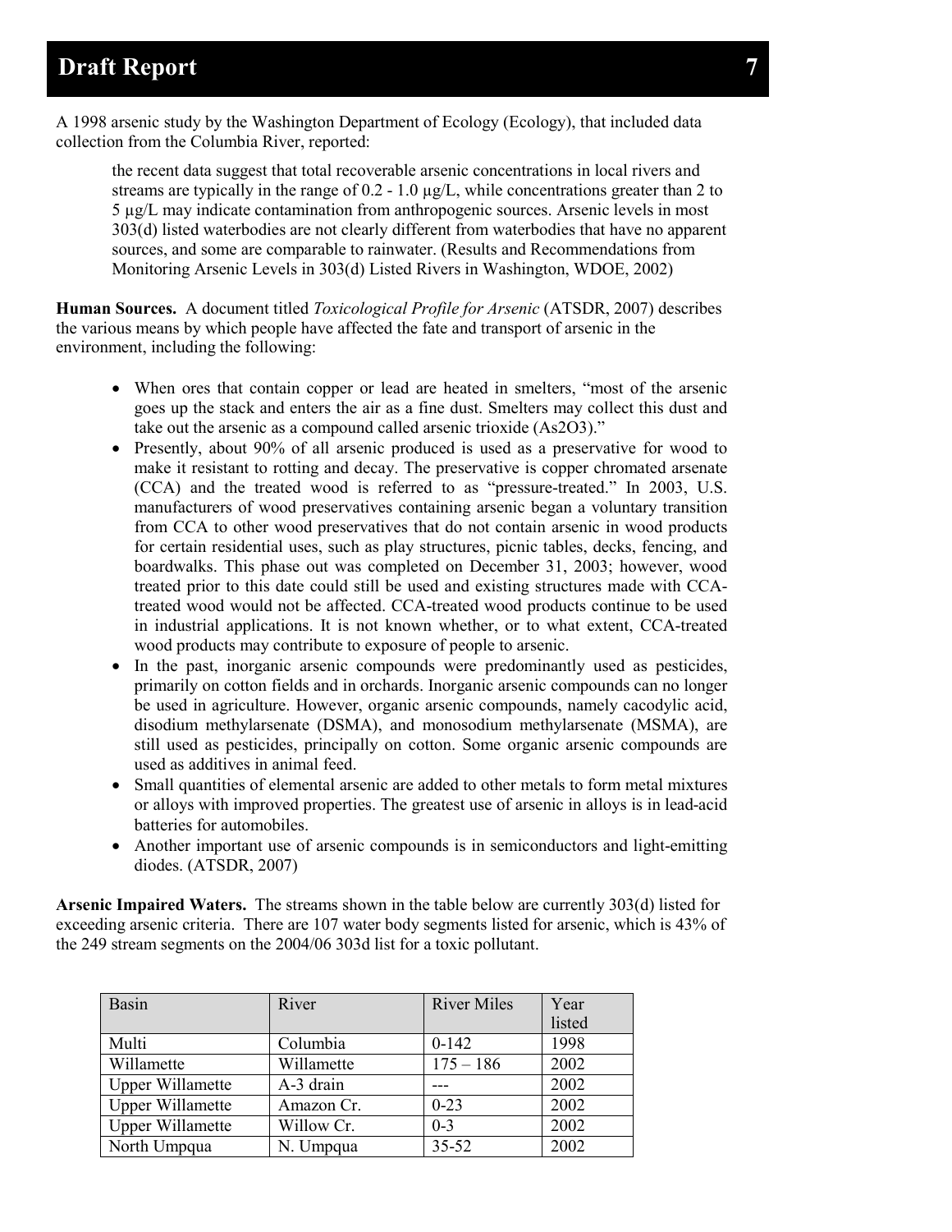A 1998 arsenic study by the Washington Department of Ecology (Ecology), that included data collection from the Columbia River, reported:

> the recent data suggest that total recoverable arsenic concentrations in local rivers and streams are typically in the range of 0.2 - 1.0 µg/L, while concentrations greater than 2 to 5 µg/L may indicate contamination from anthropogenic sources. Arsenic levels in most 303(d) listed waterbodies are not clearly different from waterbodies that have no apparent sources, and some are comparable to rainwater. (Results and Recommendations from Monitoring Arsenic Levels in 303(d) Listed Rivers in Washington, WDOE, 2002)

**Human Sources.** A document titled *Toxicological Profile for Arsenic* (ATSDR, 2007) describes the various means by which people have affected the fate and transport of arsenic in the environment, including the following:

- When ores that contain copper or lead are heated in smelters, "most of the arsenic goes up the stack and enters the air as a fine dust. Smelters may collect this dust and take out the arsenic as a compound called arsenic trioxide ($As_2O_3$)."
- Presently, about 90% of all arsenic produced is used as a preservative for wood to make it resistant to rotting and decay. The preservative is copper chromated arsenate (CCA) and the treated wood is referred to as "pressure-treated." In 2003, U.S. manufacturers of wood preservatives containing arsenic began a voluntary transition from CCA to other wood preservatives that do not contain arsenic in wood products for certain residential uses, such as play structures, picnic tables, decks, fencing, and boardwalks. This phase out was completed on December 31, 2003; however, wood treated prior to this date could still be used and existing structures made with CCA-treated wood would not be affected. CCA-treated wood products continue to be used in industrial applications. It is not known whether, or to what extent, CCA-treated wood products may contribute to exposure of people to arsenic.
- In the past, inorganic arsenic compounds were predominantly used as pesticides, primarily on cotton fields and in orchards. Inorganic arsenic compounds can no longer be used in agriculture. However, organic arsenic compounds, namely cacodylic acid, disodium methylarsenate (DSMA), and monosodium methylarsenate (MSMA), are still used as pesticides, principally on cotton. Some organic arsenic compounds are used as additives in animal feed.
- Small quantities of elemental arsenic are added to other metals to form metal mixtures or alloys with improved properties. The greatest use of arsenic in alloys is in lead-acid batteries for automobiles.
- Another important use of arsenic compounds is in semiconductors and light-emitting diodes. (ATSDR, 2007)

**Arsenic Impaired Waters.** The streams shown in the table below are currently 303(d) listed for exceeding arsenic criteria. There are 107 water body segments listed for arsenic, which is 43% of the 249 stream segments on the 2004/06 303d list for a toxic pollutant.

| Basin | River | River Miles | Year listed |
|---|---|---|---|
| Multi | Columbia | 0-142 | 1998 |
| Willamette | Willamette | 175 – 186 | 2002 |
| Upper Willamette | A-3 drain | --- | 2002 |
| Upper Willamette | Amazon Cr. | 0-23 | 2002 |
| Upper Willamette | Willow Cr. | 0-3 | 2002 |
| North Umpqua | N. Umpqua | 35-52 | 2002 |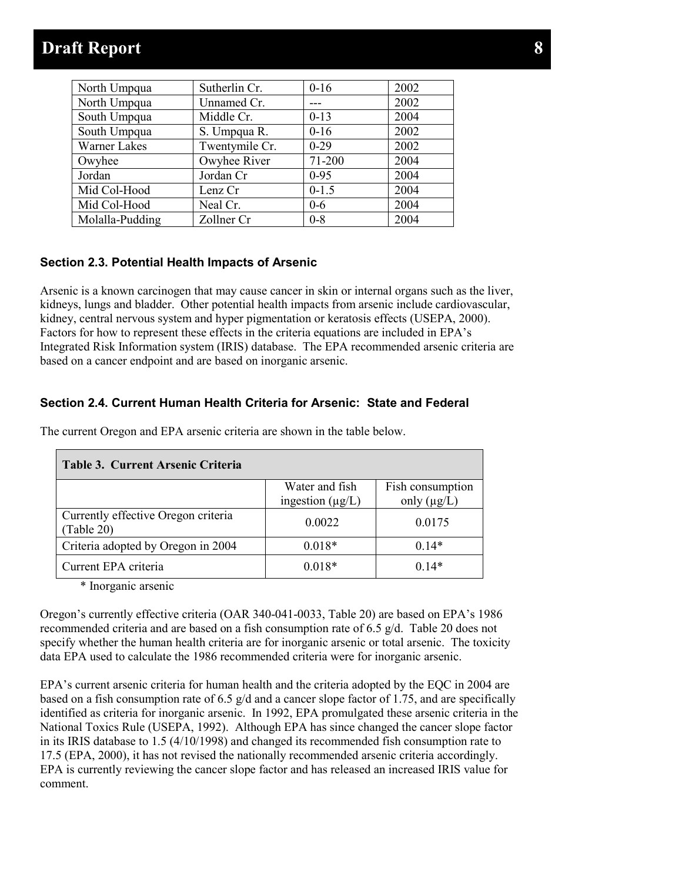| North Umpqua | Sutherlin Cr. | 0-16 | 2002 |
|---|---|---|---|
| North Umpqua | Unnamed Cr. | --- | 2002 |
| South Umpqua | Middle Cr. | 0-13 | 2004 |
| South Umpqua | S. Umpqua R. | 0-16 | 2002 |
| Warner Lakes | Twentymile Cr. | 0-29 | 2002 |
| Owyhee | Owyhee River | 71-200 | 2004 |
| Jordan | Jordan Cr | 0-95 | 2004 |
| Mid Col-Hood | Lenz Cr | 0-1.5 | 2004 |
| Mid Col-Hood | Neal Cr. | 0-6 | 2004 |
| Molalla-Pudding | Zollner Cr | 0-8 | 2004 |

### Section 2.3. Potential Health Impacts of Arsenic

Arsenic is a known carcinogen that may cause cancer in skin or internal organs such as the liver, kidneys, lungs and bladder. Other potential health impacts from arsenic include cardiovascular, kidney, central nervous system and hyper pigmentation or keratosis effects (USEPA, 2000). Factors for how to represent these effects in the criteria equations are included in EPA's Integrated Risk Information system (IRIS) database. The EPA recommended arsenic criteria are based on a cancer endpoint and are based on inorganic arsenic.

### Section 2.4. Current Human Health Criteria for Arsenic: State and Federal

The current Oregon and EPA arsenic criteria are shown in the table below.

**Table 3. Current Arsenic Criteria**

| | Water and fish ingestion (µg/L) | Fish consumption only (µg/L) |
|---|---|---|
| Currently effective Oregon criteria (Table 20) | 0.0022 | 0.0175 |
| Criteria adopted by Oregon in 2004 | 0.018* | 0.14* |
| Current EPA criteria | 0.018* | 0.14* |

\* Inorganic arsenic

Oregon's currently effective criteria (OAR 340-041-0033, Table 20) are based on EPA's 1986 recommended criteria and are based on a fish consumption rate of 6.5 g/d. Table 20 does not specify whether the human health criteria are for inorganic arsenic or total arsenic. The toxicity data EPA used to calculate the 1986 recommended criteria were for inorganic arsenic.

EPA's current arsenic criteria for human health and the criteria adopted by the EQC in 2004 are based on a fish consumption rate of 6.5 g/d and a cancer slope factor of 1.75, and are specifically identified as criteria for inorganic arsenic. In 1992, EPA promulgated these arsenic criteria in the National Toxics Rule (USEPA, 1992). Although EPA has since changed the cancer slope factor in its IRIS database to 1.5 (4/10/1998) and changed its recommended fish consumption rate to 17.5 (EPA, 2000), it has not revised the nationally recommended arsenic criteria accordingly. EPA is currently reviewing the cancer slope factor and has released an increased IRIS value for comment.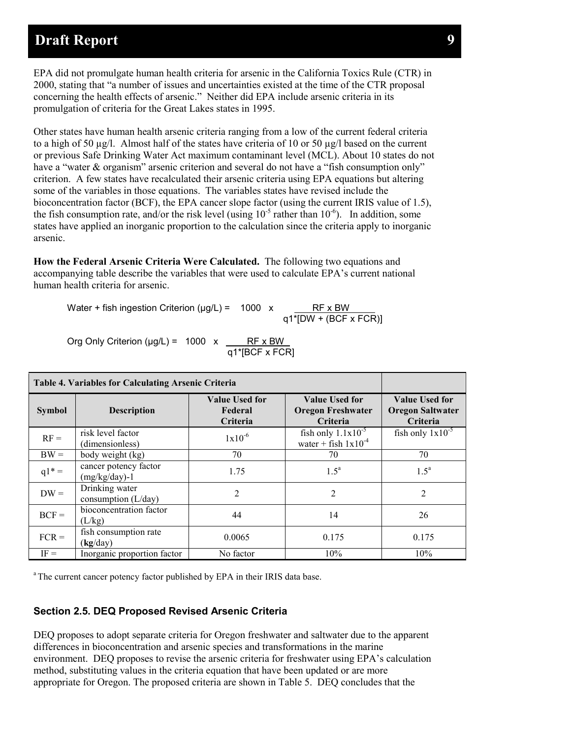EPA did not promulgate human health criteria for arsenic in the California Toxics Rule (CTR) in 2000, stating that "a number of issues and uncertainties existed at the time of the CTR proposal concerning the health effects of arsenic." Neither did EPA include arsenic criteria in its promulgation of criteria for the Great Lakes states in 1995.

Other states have human health arsenic criteria ranging from a low of the current federal criteria to a high of 50 µg/l. Almost half of the states have criteria of 10 or 50 µg/l based on the current or previous Safe Drinking Water Act maximum contaminant level (MCL). About 10 states do not have a "water & organism" arsenic criterion and several do not have a "fish consumption only" criterion. A few states have recalculated their arsenic criteria using EPA equations but altering some of the variables in those equations. The variables states have revised include the bioconcentration factor (BCF), the EPA cancer slope factor (using the current IRIS value of 1.5), the fish consumption rate, and/or the risk level (using $10^{-5}$ rather than $10^{-6}$). In addition, some states have applied an inorganic proportion to the calculation since the criteria apply to inorganic arsenic.

**How the Federal Arsenic Criteria Were Calculated.** The following two equations and accompanying table describe the variables that were used to calculate EPA's current national human health criteria for arsenic.

$$\text{Water + fish ingestion Criterion (µg/L)} = 1000 \times \frac{RF \times BW}{q1^*[DW + (BCF \times FCR)]}$$

$$\text{Org Only Criterion (µg/L)} = 1000 \times \frac{RF \times BW}{q1^*[BCF \times FCR]}$$

| Table 4. Variables for Calculating Arsenic Criteria | | | | |
|---|---|---|---|---|
| **Symbol** | **Description** | **Value Used for Federal Criteria** | **Value Used for Oregon Freshwater Criteria** | **Value Used for Oregon Saltwater Criteria** |
| RF = | risk level factor (dimensionless) | $1 \times 10^{-6}$ | fish only $1.1 \times 10^{-5}$ water + fish $1 \times 10^{-4}$ | fish only $1 \times 10^{-5}$ |
| BW = | body weight (kg) | 70 | 70 | 70 |
| q1* = | cancer potency factor (mg/kg/day)-1 | 1.75 | 1.5[a] | 1.5[a] |
| DW = | Drinking water consumption (L/day) | 2 | 2 | 2 |
| BCF = | bioconcentration factor (L/kg) | 44 | 14 | 26 |
| FCR = | fish consumption rate (**kg**/day) | 0.0065 | 0.175 | 0.175 |
| IF = | Inorganic proportion factor | No factor | 10% | 10% |

[a] The current cancer potency factor published by EPA in their IRIS data base.

### Section 2.5. DEQ Proposed Revised Arsenic Criteria

DEQ proposes to adopt separate criteria for Oregon freshwater and saltwater due to the apparent differences in bioconcentration and arsenic species and transformations in the marine environment. DEQ proposes to revise the arsenic criteria for freshwater using EPA's calculation method, substituting values in the criteria equation that have been updated or are more appropriate for Oregon. The proposed criteria are shown in Table 5. DEQ concludes that the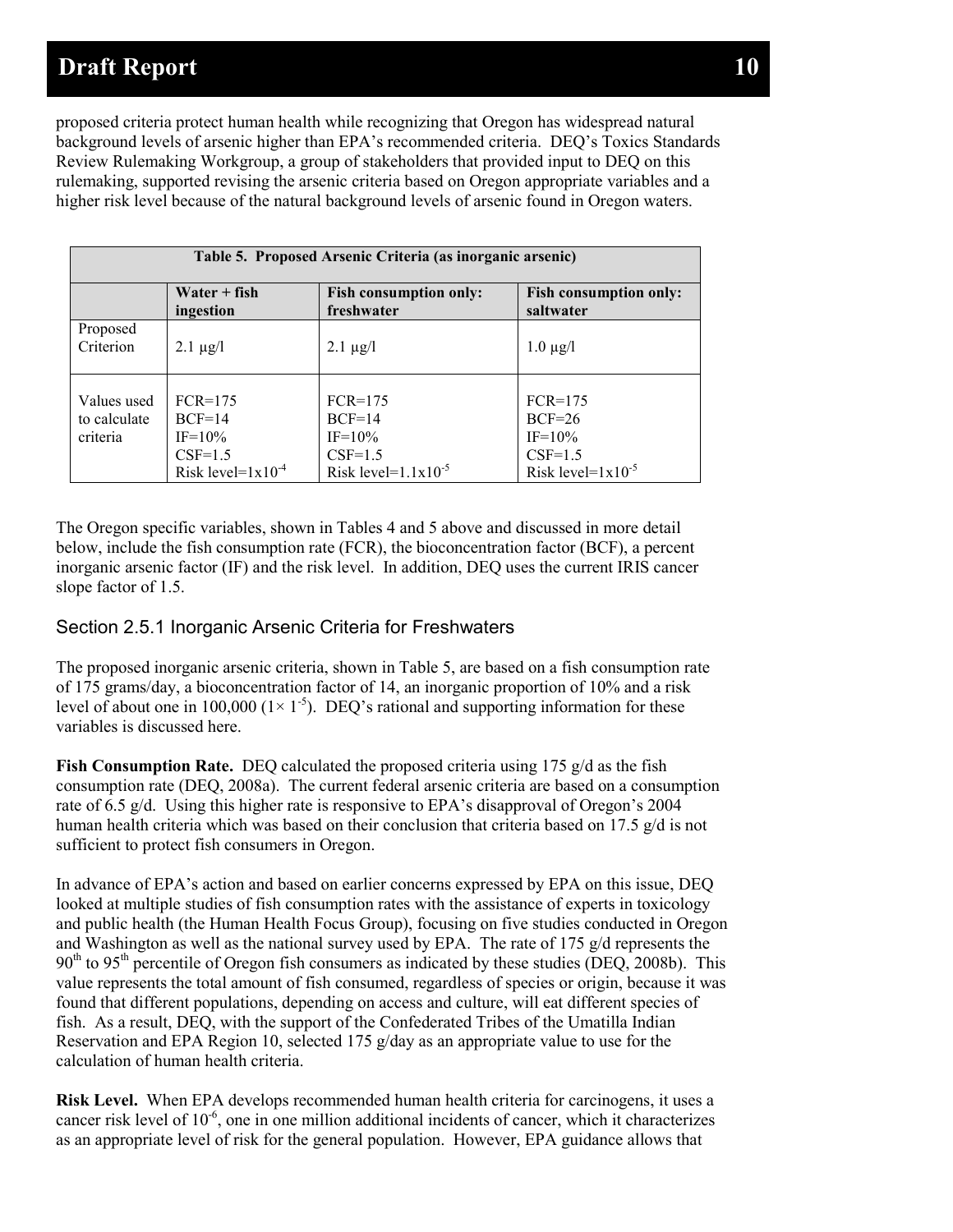proposed criteria protect human health while recognizing that Oregon has widespread natural background levels of arsenic higher than EPA's recommended criteria. DEQ's Toxics Standards Review Rulemaking Workgroup, a group of stakeholders that provided input to DEQ on this rulemaking, supported revising the arsenic criteria based on Oregon appropriate variables and a higher risk level because of the natural background levels of arsenic found in Oregon waters.

**Table 5. Proposed Arsenic Criteria (as inorganic arsenic)**

| | Water + fish ingestion | Fish consumption only: freshwater | Fish consumption only: saltwater |
|---|---|---|---|
| Proposed Criterion | 2.1 µg/l | 2.1 µg/l | 1.0 µg/l |
| Values used to calculate criteria | FCR=175<br>BCF=14<br>IF=10%<br>CSF=1.5<br>Risk level=$1\text{x}10^{-4}$ | FCR=175<br>BCF=14<br>IF=10%<br>CSF=1.5<br>Risk level=$1.1\text{x}10^{-5}$ | FCR=175<br>BCF=26<br>IF=10%<br>CSF=1.5<br>Risk level=$1\text{x}10^{-5}$ |

The Oregon specific variables, shown in Tables 4 and 5 above and discussed in more detail below, include the fish consumption rate (FCR), the bioconcentration factor (BCF), a percent inorganic arsenic factor (IF) and the risk level. In addition, DEQ uses the current IRIS cancer slope factor of 1.5.

## Section 2.5.1 Inorganic Arsenic Criteria for Freshwaters

The proposed inorganic arsenic criteria, shown in Table 5, are based on a fish consumption rate of 175 grams/day, a bioconcentration factor of 14, an inorganic proportion of 10% and a risk level of about one in 100,000 ($1\times 1^{-5}$). DEQ's rational and supporting information for these variables is discussed here.

**Fish Consumption Rate.** DEQ calculated the proposed criteria using 175 g/d as the fish consumption rate (DEQ, 2008a). The current federal arsenic criteria are based on a consumption rate of 6.5 g/d. Using this higher rate is responsive to EPA's disapproval of Oregon's 2004 human health criteria which was based on their conclusion that criteria based on 17.5 g/d is not sufficient to protect fish consumers in Oregon.

In advance of EPA's action and based on earlier concerns expressed by EPA on this issue, DEQ looked at multiple studies of fish consumption rates with the assistance of experts in toxicology and public health (the Human Health Focus Group), focusing on five studies conducted in Oregon and Washington as well as the national survey used by EPA. The rate of 175 g/d represents the $90^{th}$ to $95^{th}$ percentile of Oregon fish consumers as indicated by these studies (DEQ, 2008b). This value represents the total amount of fish consumed, regardless of species or origin, because it was found that different populations, depending on access and culture, will eat different species of fish. As a result, DEQ, with the support of the Confederated Tribes of the Umatilla Indian Reservation and EPA Region 10, selected 175 g/day as an appropriate value to use for the calculation of human health criteria.

**Risk Level.** When EPA develops recommended human health criteria for carcinogens, it uses a cancer risk level of $10^{-6}$, one in one million additional incidents of cancer, which it characterizes as an appropriate level of risk for the general population. However, EPA guidance allows that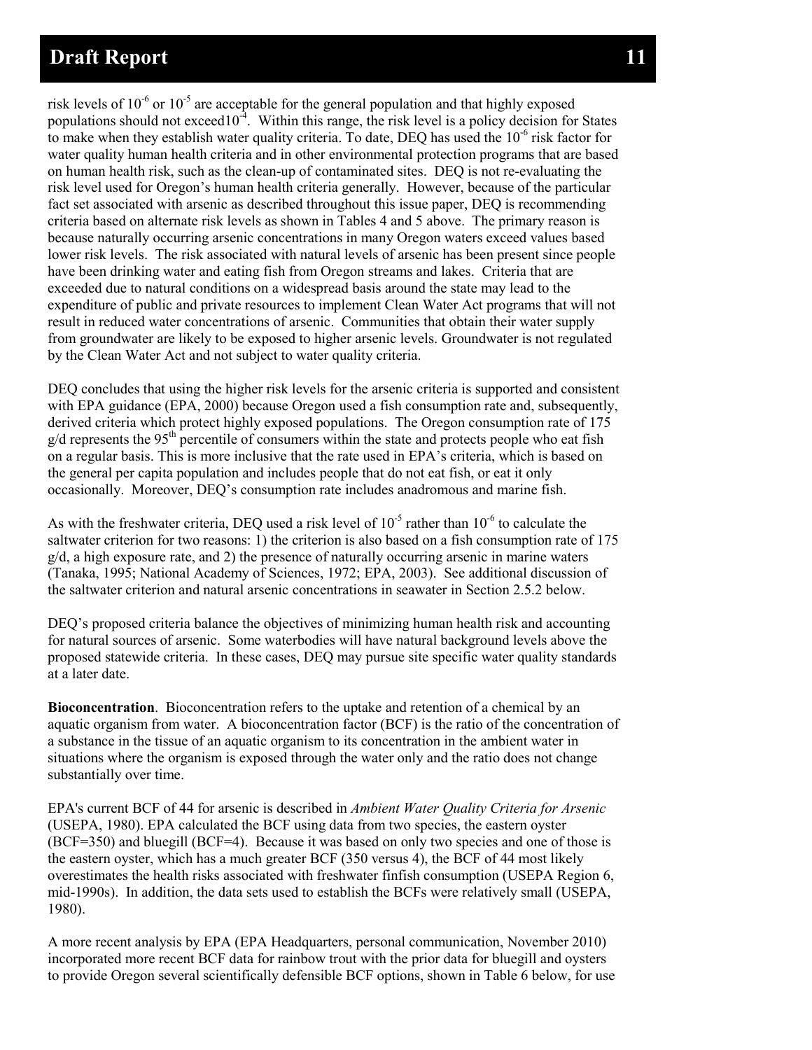risk levels of $10^{-6}$ or $10^{-5}$ are acceptable for the general population and that highly exposed populations should not exceed$10^{-4}$. Within this range, the risk level is a policy decision for States to make when they establish water quality criteria. To date, DEQ has used the $10^{-6}$ risk factor for water quality human health criteria and in other environmental protection programs that are based on human health risk, such as the clean-up of contaminated sites. DEQ is not re-evaluating the risk level used for Oregon's human health criteria generally. However, because of the particular fact set associated with arsenic as described throughout this issue paper, DEQ is recommending criteria based on alternate risk levels as shown in Tables 4 and 5 above. The primary reason is because naturally occurring arsenic concentrations in many Oregon waters exceed values based lower risk levels. The risk associated with natural levels of arsenic has been present since people have been drinking water and eating fish from Oregon streams and lakes. Criteria that are exceeded due to natural conditions on a widespread basis around the state may lead to the expenditure of public and private resources to implement Clean Water Act programs that will not result in reduced water concentrations of arsenic. Communities that obtain their water supply from groundwater are likely to be exposed to higher arsenic levels. Groundwater is not regulated by the Clean Water Act and not subject to water quality criteria.

DEQ concludes that using the higher risk levels for the arsenic criteria is supported and consistent with EPA guidance (EPA, 2000) because Oregon used a fish consumption rate and, subsequently, derived criteria which protect highly exposed populations. The Oregon consumption rate of 175 g/d represents the 95th percentile of consumers within the state and protects people who eat fish on a regular basis. This is more inclusive that the rate used in EPA's criteria, which is based on the general per capita population and includes people that do not eat fish, or eat it only occasionally. Moreover, DEQ's consumption rate includes anadromous and marine fish.

As with the freshwater criteria, DEQ used a risk level of $10^{-5}$ rather than $10^{-6}$ to calculate the saltwater criterion for two reasons: 1) the criterion is also based on a fish consumption rate of 175 g/d, a high exposure rate, and 2) the presence of naturally occurring arsenic in marine waters (Tanaka, 1995; National Academy of Sciences, 1972; EPA, 2003). See additional discussion of the saltwater criterion and natural arsenic concentrations in seawater in Section 2.5.2 below.

DEQ's proposed criteria balance the objectives of minimizing human health risk and accounting for natural sources of arsenic. Some waterbodies will have natural background levels above the proposed statewide criteria. In these cases, DEQ may pursue site specific water quality standards at a later date.

**Bioconcentration**. Bioconcentration refers to the uptake and retention of a chemical by an aquatic organism from water. A bioconcentration factor (BCF) is the ratio of the concentration of a substance in the tissue of an aquatic organism to its concentration in the ambient water in situations where the organism is exposed through the water only and the ratio does not change substantially over time.

EPA's current BCF of 44 for arsenic is described in *Ambient Water Quality Criteria for Arsenic* (USEPA, 1980). EPA calculated the BCF using data from two species, the eastern oyster (BCF=350) and bluegill (BCF=4). Because it was based on only two species and one of those is the eastern oyster, which has a much greater BCF (350 versus 4), the BCF of 44 most likely overestimates the health risks associated with freshwater finfish consumption (USEPA Region 6, mid-1990s). In addition, the data sets used to establish the BCFs were relatively small (USEPA, 1980).

A more recent analysis by EPA (EPA Headquarters, personal communication, November 2010) incorporated more recent BCF data for rainbow trout with the prior data for bluegill and oysters to provide Oregon several scientifically defensible BCF options, shown in Table 6 below, for use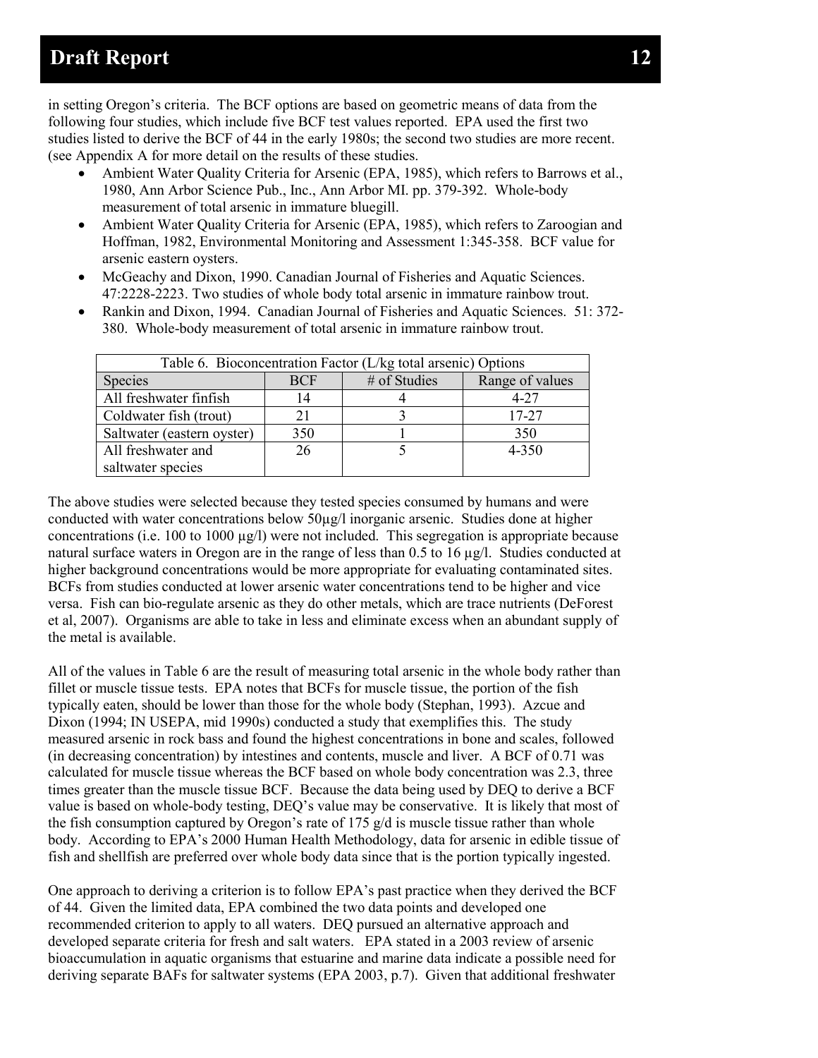in setting Oregon's criteria. The BCF options are based on geometric means of data from the following four studies, which include five BCF test values reported. EPA used the first two studies listed to derive the BCF of 44 in the early 1980s; the second two studies are more recent. (see Appendix A for more detail on the results of these studies.

- Ambient Water Quality Criteria for Arsenic (EPA, 1985), which refers to Barrows et al., 1980, Ann Arbor Science Pub., Inc., Ann Arbor MI. pp. 379-392. Whole-body measurement of total arsenic in immature bluegill.
- Ambient Water Quality Criteria for Arsenic (EPA, 1985), which refers to Zaroogian and Hoffman, 1982, Environmental Monitoring and Assessment 1:345-358. BCF value for arsenic eastern oysters.
- McGeachy and Dixon, 1990. Canadian Journal of Fisheries and Aquatic Sciences. 47:2228-2223. Two studies of whole body total arsenic in immature rainbow trout.
- Rankin and Dixon, 1994. Canadian Journal of Fisheries and Aquatic Sciences. 51: 372-380. Whole-body measurement of total arsenic in immature rainbow trout.

Table 6. Bioconcentration Factor (L/kg total arsenic) Options

| Species | BCF | # of Studies | Range of values |
|---|---|---|---|
| All freshwater finfish | 14 | 4 | 4-27 |
| Coldwater fish (trout) | 21 | 3 | 17-27 |
| Saltwater (eastern oyster) | 350 | 1 | 350 |
| All freshwater and saltwater species | 26 | 5 | 4-350 |

The above studies were selected because they tested species consumed by humans and were conducted with water concentrations below 50µg/l inorganic arsenic. Studies done at higher concentrations (i.e. 100 to 1000 µg/l) were not included. This segregation is appropriate because natural surface waters in Oregon are in the range of less than 0.5 to 16 µg/l. Studies conducted at higher background concentrations would be more appropriate for evaluating contaminated sites. BCFs from studies conducted at lower arsenic water concentrations tend to be higher and vice versa. Fish can bio-regulate arsenic as they do other metals, which are trace nutrients (DeForest et al, 2007). Organisms are able to take in less and eliminate excess when an abundant supply of the metal is available.

All of the values in Table 6 are the result of measuring total arsenic in the whole body rather than fillet or muscle tissue tests. EPA notes that BCFs for muscle tissue, the portion of the fish typically eaten, should be lower than those for the whole body (Stephan, 1993). Azcue and Dixon (1994; IN USEPA, mid 1990s) conducted a study that exemplifies this. The study measured arsenic in rock bass and found the highest concentrations in bone and scales, followed (in decreasing concentration) by intestines and contents, muscle and liver. A BCF of 0.71 was calculated for muscle tissue whereas the BCF based on whole body concentration was 2.3, three times greater than the muscle tissue BCF. Because the data being used by DEQ to derive a BCF value is based on whole-body testing, DEQ's value may be conservative. It is likely that most of the fish consumption captured by Oregon's rate of 175 g/d is muscle tissue rather than whole body. According to EPA's 2000 Human Health Methodology, data for arsenic in edible tissue of fish and shellfish are preferred over whole body data since that is the portion typically ingested.

One approach to deriving a criterion is to follow EPA's past practice when they derived the BCF of 44. Given the limited data, EPA combined the two data points and developed one recommended criterion to apply to all waters. DEQ pursued an alternative approach and developed separate criteria for fresh and salt waters. EPA stated in a 2003 review of arsenic bioaccumulation in aquatic organisms that estuarine and marine data indicate a possible need for deriving separate BAFs for saltwater systems (EPA 2003, p.7). Given that additional freshwater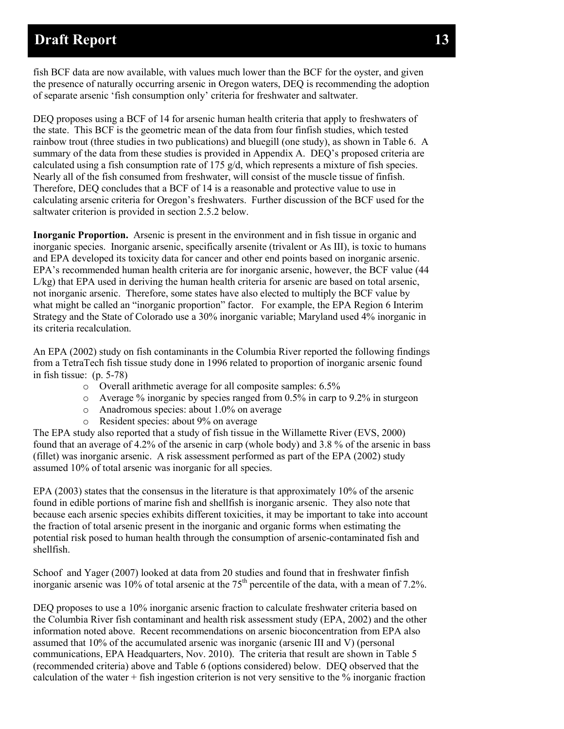fish BCF data are now available, with values much lower than the BCF for the oyster, and given the presence of naturally occurring arsenic in Oregon waters, DEQ is recommending the adoption of separate arsenic 'fish consumption only' criteria for freshwater and saltwater.

DEQ proposes using a BCF of 14 for arsenic human health criteria that apply to freshwaters of the state. This BCF is the geometric mean of the data from four finfish studies, which tested rainbow trout (three studies in two publications) and bluegill (one study), as shown in Table 6. A summary of the data from these studies is provided in Appendix A. DEQ's proposed criteria are calculated using a fish consumption rate of 175 g/d, which represents a mixture of fish species. Nearly all of the fish consumed from freshwater, will consist of the muscle tissue of finfish. Therefore, DEQ concludes that a BCF of 14 is a reasonable and protective value to use in calculating arsenic criteria for Oregon's freshwaters. Further discussion of the BCF used for the saltwater criterion is provided in section 2.5.2 below.

**Inorganic Proportion.** Arsenic is present in the environment and in fish tissue in organic and inorganic species. Inorganic arsenic, specifically arsenite (trivalent or As III), is toxic to humans and EPA developed its toxicity data for cancer and other end points based on inorganic arsenic. EPA's recommended human health criteria are for inorganic arsenic, however, the BCF value (44 L/kg) that EPA used in deriving the human health criteria for arsenic are based on total arsenic, not inorganic arsenic. Therefore, some states have also elected to multiply the BCF value by what might be called an "inorganic proportion" factor. For example, the EPA Region 6 Interim Strategy and the State of Colorado use a 30% inorganic variable; Maryland used 4% inorganic in its criteria recalculation.

An EPA (2002) study on fish contaminants in the Columbia River reported the following findings from a TetraTech fish tissue study done in 1996 related to proportion of inorganic arsenic found in fish tissue: (p. 5-78)

- Overall arithmetic average for all composite samples: 6.5%
- Average % inorganic by species ranged from 0.5% in carp to 9.2% in sturgeon
- Anadromous species: about 1.0% on average
- Resident species: about 9% on average

The EPA study also reported that a study of fish tissue in the Willamette River (EVS, 2000) found that an average of 4.2% of the arsenic in carp (whole body) and 3.8 % of the arsenic in bass (fillet) was inorganic arsenic. A risk assessment performed as part of the EPA (2002) study assumed 10% of total arsenic was inorganic for all species.

EPA (2003) states that the consensus in the literature is that approximately 10% of the arsenic found in edible portions of marine fish and shellfish is inorganic arsenic. They also note that because each arsenic species exhibits different toxicities, it may be important to take into account the fraction of total arsenic present in the inorganic and organic forms when estimating the potential risk posed to human health through the consumption of arsenic-contaminated fish and shellfish.

Schoof and Yager (2007) looked at data from 20 studies and found that in freshwater finfish inorganic arsenic was 10% of total arsenic at the 75$^{th}$ percentile of the data, with a mean of 7.2%.

DEQ proposes to use a 10% inorganic arsenic fraction to calculate freshwater criteria based on the Columbia River fish contaminant and health risk assessment study (EPA, 2002) and the other information noted above. Recent recommendations on arsenic bioconcentration from EPA also assumed that 10% of the accumulated arsenic was inorganic (arsenic III and V) (personal communications, EPA Headquarters, Nov. 2010). The criteria that result are shown in Table 5 (recommended criteria) above and Table 6 (options considered) below. DEQ observed that the calculation of the water + fish ingestion criterion is not very sensitive to the % inorganic fraction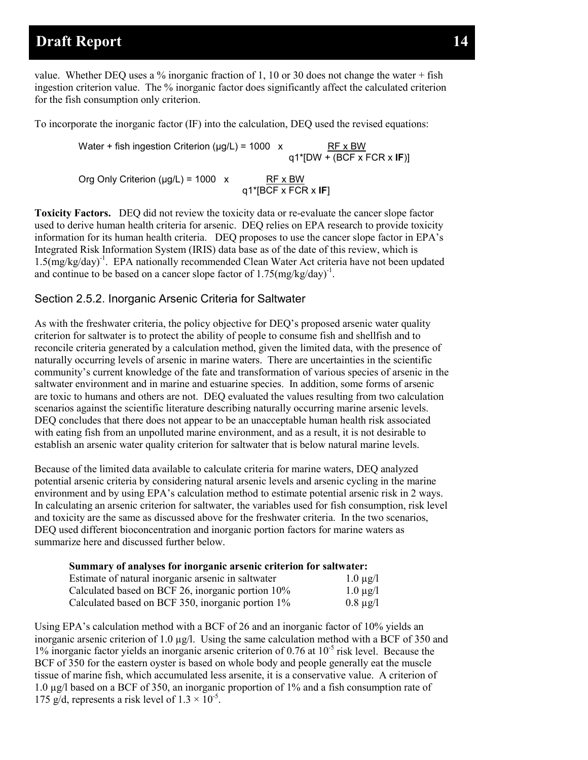value. Whether DEQ uses a % inorganic fraction of 1, 10 or 30 does not change the water + fish ingestion criterion value. The % inorganic factor does significantly affect the calculated criterion for the fish consumption only criterion.

To incorporate the inorganic factor (IF) into the calculation, DEQ used the revised equations:

$$\text{Water + fish ingestion Criterion } (\mu g/L) = 1000 \times \frac{RF \times BW}{q1^{*}[DW + (BCF \times FCR \times \mathbf{IF})]}$$

$$\text{Org Only Criterion } (\mu g/L) = 1000 \times \frac{RF \times BW}{q1^{*}[BCF \times FCR \times \mathbf{IF}]}$$

**Toxicity Factors.** DEQ did not review the toxicity data or re-evaluate the cancer slope factor used to derive human health criteria for arsenic. DEQ relies on EPA research to provide toxicity information for its human health criteria. DEQ proposes to use the cancer slope factor in EPA's Integrated Risk Information System (IRIS) data base as of the date of this review, which is $1.5(mg/kg/day)^{-1}$. EPA nationally recommended Clean Water Act criteria have not been updated and continue to be based on a cancer slope factor of $1.75(mg/kg/day)^{-1}$.

## Section 2.5.2. Inorganic Arsenic Criteria for Saltwater

As with the freshwater criteria, the policy objective for DEQ's proposed arsenic water quality criterion for saltwater is to protect the ability of people to consume fish and shellfish and to reconcile criteria generated by a calculation method, given the limited data, with the presence of naturally occurring levels of arsenic in marine waters. There are uncertainties in the scientific community's current knowledge of the fate and transformation of various species of arsenic in the saltwater environment and in marine and estuarine species. In addition, some forms of arsenic are toxic to humans and others are not. DEQ evaluated the values resulting from two calculation scenarios against the scientific literature describing naturally occurring marine arsenic levels. DEQ concludes that there does not appear to be an unacceptable human health risk associated with eating fish from an unpolluted marine environment, and as a result, it is not desirable to establish an arsenic water quality criterion for saltwater that is below natural marine levels.

Because of the limited data available to calculate criteria for marine waters, DEQ analyzed potential arsenic criteria by considering natural arsenic levels and arsenic cycling in the marine environment and by using EPA's calculation method to estimate potential arsenic risk in 2 ways. In calculating an arsenic criterion for saltwater, the variables used for fish consumption, risk level and toxicity are the same as discussed above for the freshwater criteria. In the two scenarios, DEQ used different bioconcentration and inorganic portion factors for marine waters as summarize here and discussed further below.

**Summary of analyses for inorganic arsenic criterion for saltwater:**

| | |
|---|---|
| Estimate of natural inorganic arsenic in saltwater | 1.0 µg/l |
| Calculated based on BCF 26, inorganic portion 10% | 1.0 µg/l |
| Calculated based on BCF 350, inorganic portion 1% | 0.8 µg/l |

Using EPA's calculation method with a BCF of 26 and an inorganic factor of 10% yields an inorganic arsenic criterion of 1.0 µg/l. Using the same calculation method with a BCF of 350 and 1% inorganic factor yields an inorganic arsenic criterion of 0.76 at $10^{-5}$ risk level. Because the BCF of 350 for the eastern oyster is based on whole body and people generally eat the muscle tissue of marine fish, which accumulated less arsenite, it is a conservative value. A criterion of 1.0 µg/l based on a BCF of 350, an inorganic proportion of 1% and a fish consumption rate of 175 g/d, represents a risk level of $1.3 \times 10^{-5}$.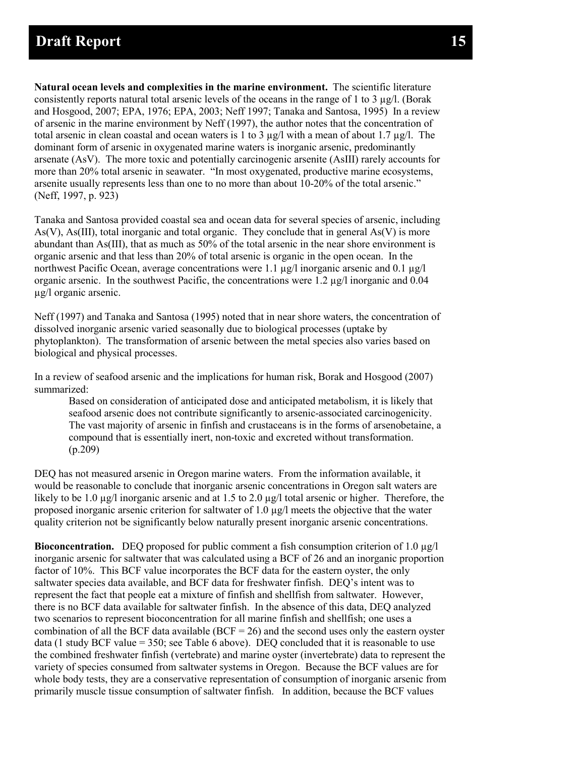**Natural ocean levels and complexities in the marine environment.** The scientific literature consistently reports natural total arsenic levels of the oceans in the range of 1 to 3 µg/l. (Borak and Hosgood, 2007; EPA, 1976; EPA, 2003; Neff 1997; Tanaka and Santosa, 1995) In a review of arsenic in the marine environment by Neff (1997), the author notes that the concentration of total arsenic in clean coastal and ocean waters is 1 to 3 µg/l with a mean of about 1.7 µg/l. The dominant form of arsenic in oxygenated marine waters is inorganic arsenic, predominantly arsenate (AsV). The more toxic and potentially carcinogenic arsenite (AsIII) rarely accounts for more than 20% total arsenic in seawater. "In most oxygenated, productive marine ecosystems, arsenite usually represents less than one to no more than about 10-20% of the total arsenic." (Neff, 1997, p. 923)

Tanaka and Santosa provided coastal sea and ocean data for several species of arsenic, including As(V), As(III), total inorganic and total organic. They conclude that in general As(V) is more abundant than As(III), that as much as 50% of the total arsenic in the near shore environment is organic arsenic and that less than 20% of total arsenic is organic in the open ocean. In the northwest Pacific Ocean, average concentrations were 1.1 µg/l inorganic arsenic and 0.1 µg/l organic arsenic. In the southwest Pacific, the concentrations were 1.2 µg/l inorganic and 0.04 µg/l organic arsenic.

Neff (1997) and Tanaka and Santosa (1995) noted that in near shore waters, the concentration of dissolved inorganic arsenic varied seasonally due to biological processes (uptake by phytoplankton). The transformation of arsenic between the metal species also varies based on biological and physical processes.

In a review of seafood arsenic and the implications for human risk, Borak and Hosgood (2007) summarized:

> Based on consideration of anticipated dose and anticipated metabolism, it is likely that seafood arsenic does not contribute significantly to arsenic-associated carcinogenicity. The vast majority of arsenic in finfish and crustaceans is in the forms of arsenobetaine, a compound that is essentially inert, non-toxic and excreted without transformation. (p.209)

DEQ has not measured arsenic in Oregon marine waters. From the information available, it would be reasonable to conclude that inorganic arsenic concentrations in Oregon salt waters are likely to be 1.0 µg/l inorganic arsenic and at 1.5 to 2.0 µg/l total arsenic or higher. Therefore, the proposed inorganic arsenic criterion for saltwater of 1.0 µg/l meets the objective that the water quality criterion not be significantly below naturally present inorganic arsenic concentrations.

**Bioconcentration.** DEQ proposed for public comment a fish consumption criterion of 1.0 µg/l inorganic arsenic for saltwater that was calculated using a BCF of 26 and an inorganic proportion factor of 10%. This BCF value incorporates the BCF data for the eastern oyster, the only saltwater species data available, and BCF data for freshwater finfish. DEQ's intent was to represent the fact that people eat a mixture of finfish and shellfish from saltwater. However, there is no BCF data available for saltwater finfish. In the absence of this data, DEQ analyzed two scenarios to represent bioconcentration for all marine finfish and shellfish; one uses a combination of all the BCF data available (BCF = 26) and the second uses only the eastern oyster data (1 study BCF value = 350; see Table 6 above). DEQ concluded that it is reasonable to use the combined freshwater finfish (vertebrate) and marine oyster (invertebrate) data to represent the variety of species consumed from saltwater systems in Oregon. Because the BCF values are for whole body tests, they are a conservative representation of consumption of inorganic arsenic from primarily muscle tissue consumption of saltwater finfish. In addition, because the BCF values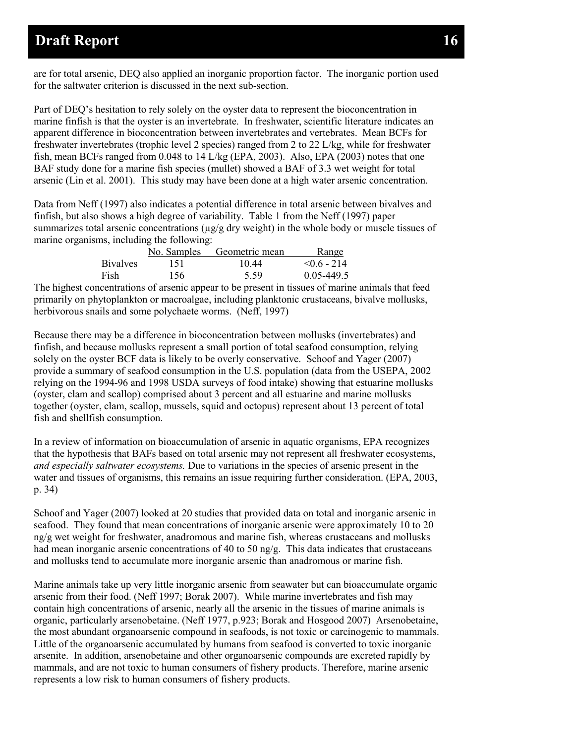are for total arsenic, DEQ also applied an inorganic proportion factor. The inorganic portion used for the saltwater criterion is discussed in the next sub-section.

Part of DEQ's hesitation to rely solely on the oyster data to represent the bioconcentration in marine finfish is that the oyster is an invertebrate. In freshwater, scientific literature indicates an apparent difference in bioconcentration between invertebrates and vertebrates. Mean BCFs for freshwater invertebrates (trophic level 2 species) ranged from 2 to 22 L/kg, while for freshwater fish, mean BCFs ranged from 0.048 to 14 L/kg (EPA, 2003). Also, EPA (2003) notes that one BAF study done for a marine fish species (mullet) showed a BAF of 3.3 wet weight for total arsenic (Lin et al. 2001). This study may have been done at a high water arsenic concentration.

Data from Neff (1997) also indicates a potential difference in total arsenic between bivalves and finfish, but also shows a high degree of variability. Table 1 from the Neff (1997) paper summarizes total arsenic concentrations (μg/g dry weight) in the whole body or muscle tissues of marine organisms, including the following:

| | No. Samples | Geometric mean | Range |
|---|---|---|---|
| Bivalves | 151 | 10.44 | <0.6 - 214 |
| Fish | 156 | 5.59 | 0.05-449.5 |

The highest concentrations of arsenic appear to be present in tissues of marine animals that feed primarily on phytoplankton or macroalgae, including planktonic crustaceans, bivalve mollusks, herbivorous snails and some polychaete worms. (Neff, 1997)

Because there may be a difference in bioconcentration between mollusks (invertebrates) and finfish, and because mollusks represent a small portion of total seafood consumption, relying solely on the oyster BCF data is likely to be overly conservative. Schoof and Yager (2007) provide a summary of seafood consumption in the U.S. population (data from the USEPA, 2002 relying on the 1994-96 and 1998 USDA surveys of food intake) showing that estuarine mollusks (oyster, clam and scallop) comprised about 3 percent and all estuarine and marine mollusks together (oyster, clam, scallop, mussels, squid and octopus) represent about 13 percent of total fish and shellfish consumption.

In a review of information on bioaccumulation of arsenic in aquatic organisms, EPA recognizes that the hypothesis that BAFs based on total arsenic may not represent all freshwater ecosystems, *and especially saltwater ecosystems.* Due to variations in the species of arsenic present in the water and tissues of organisms, this remains an issue requiring further consideration. (EPA, 2003, p. 34)

Schoof and Yager (2007) looked at 20 studies that provided data on total and inorganic arsenic in seafood. They found that mean concentrations of inorganic arsenic were approximately 10 to 20 ng/g wet weight for freshwater, anadromous and marine fish, whereas crustaceans and mollusks had mean inorganic arsenic concentrations of 40 to 50 ng/g. This data indicates that crustaceans and mollusks tend to accumulate more inorganic arsenic than anadromous or marine fish.

Marine animals take up very little inorganic arsenic from seawater but can bioaccumulate organic arsenic from their food. (Neff 1997; Borak 2007). While marine invertebrates and fish may contain high concentrations of arsenic, nearly all the arsenic in the tissues of marine animals is organic, particularly arsenobetaine. (Neff 1977, p.923; Borak and Hosgood 2007) Arsenobetaine, the most abundant organoarsenic compound in seafoods, is not toxic or carcinogenic to mammals. Little of the organoarsenic accumulated by humans from seafood is converted to toxic inorganic arsenite. In addition, arsenobetaine and other organoarsenic compounds are excreted rapidly by mammals, and are not toxic to human consumers of fishery products. Therefore, marine arsenic represents a low risk to human consumers of fishery products.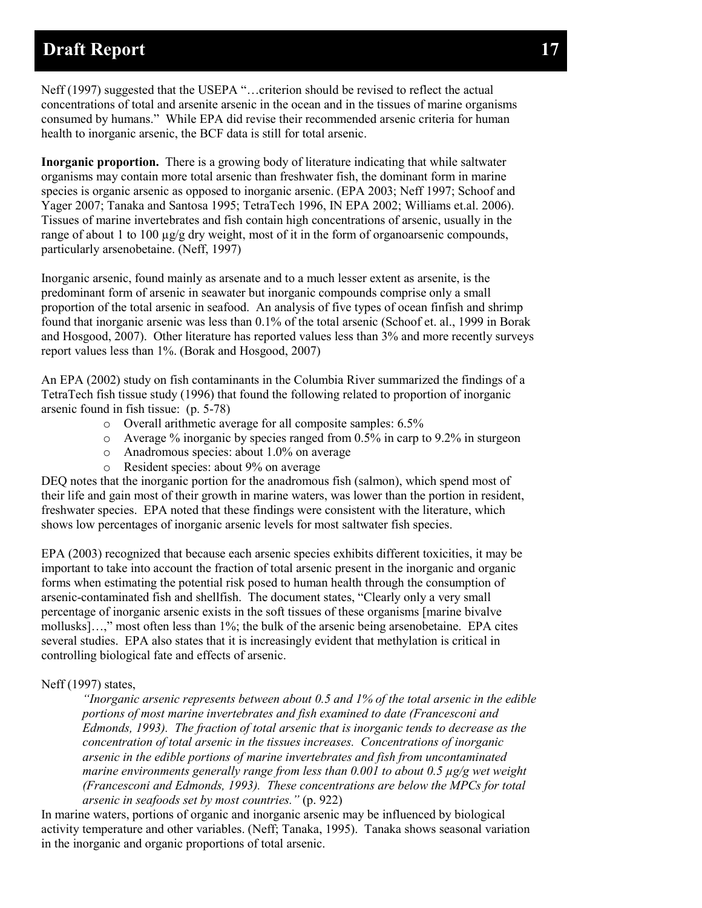Neff (1997) suggested that the USEPA "…criterion should be revised to reflect the actual concentrations of total and arsenite arsenic in the ocean and in the tissues of marine organisms consumed by humans." While EPA did revise their recommended arsenic criteria for human health to inorganic arsenic, the BCF data is still for total arsenic.

**Inorganic proportion.** There is a growing body of literature indicating that while saltwater organisms may contain more total arsenic than freshwater fish, the dominant form in marine species is organic arsenic as opposed to inorganic arsenic. (EPA 2003; Neff 1997; Schoof and Yager 2007; Tanaka and Santosa 1995; TetraTech 1996, IN EPA 2002; Williams et.al. 2006). Tissues of marine invertebrates and fish contain high concentrations of arsenic, usually in the range of about 1 to 100 µg/g dry weight, most of it in the form of organoarsenic compounds, particularly arsenobetaine. (Neff, 1997)

Inorganic arsenic, found mainly as arsenate and to a much lesser extent as arsenite, is the predominant form of arsenic in seawater but inorganic compounds comprise only a small proportion of the total arsenic in seafood. An analysis of five types of ocean finfish and shrimp found that inorganic arsenic was less than 0.1% of the total arsenic (Schoof et. al., 1999 in Borak and Hosgood, 2007). Other literature has reported values less than 3% and more recently surveys report values less than 1%. (Borak and Hosgood, 2007)

An EPA (2002) study on fish contaminants in the Columbia River summarized the findings of a TetraTech fish tissue study (1996) that found the following related to proportion of inorganic arsenic found in fish tissue: (p. 5-78)

- Overall arithmetic average for all composite samples: 6.5%
- Average % inorganic by species ranged from 0.5% in carp to 9.2% in sturgeon
- Anadromous species: about 1.0% on average
- Resident species: about 9% on average

DEQ notes that the inorganic portion for the anadromous fish (salmon), which spend most of their life and gain most of their growth in marine waters, was lower than the portion in resident, freshwater species. EPA noted that these findings were consistent with the literature, which shows low percentages of inorganic arsenic levels for most saltwater fish species.

EPA (2003) recognized that because each arsenic species exhibits different toxicities, it may be important to take into account the fraction of total arsenic present in the inorganic and organic forms when estimating the potential risk posed to human health through the consumption of arsenic-contaminated fish and shellfish. The document states, "Clearly only a very small percentage of inorganic arsenic exists in the soft tissues of these organisms [marine bivalve mollusks]…," most often less than 1%; the bulk of the arsenic being arsenobetaine. EPA cites several studies. EPA also states that it is increasingly evident that methylation is critical in controlling biological fate and effects of arsenic.

Neff (1997) states,

> *"Inorganic arsenic represents between about 0.5 and 1% of the total arsenic in the edible portions of most marine invertebrates and fish examined to date (Francesconi and Edmonds, 1993). The fraction of total arsenic that is inorganic tends to decrease as the concentration of total arsenic in the tissues increases. Concentrations of inorganic arsenic in the edible portions of marine invertebrates and fish from uncontaminated marine environments generally range from less than 0.001 to about 0.5 µg/g wet weight (Francesconi and Edmonds, 1993). These concentrations are below the MPCs for total arsenic in seafoods set by most countries."* (p. 922)

In marine waters, portions of organic and inorganic arsenic may be influenced by biological activity temperature and other variables. (Neff; Tanaka, 1995). Tanaka shows seasonal variation in the inorganic and organic proportions of total arsenic.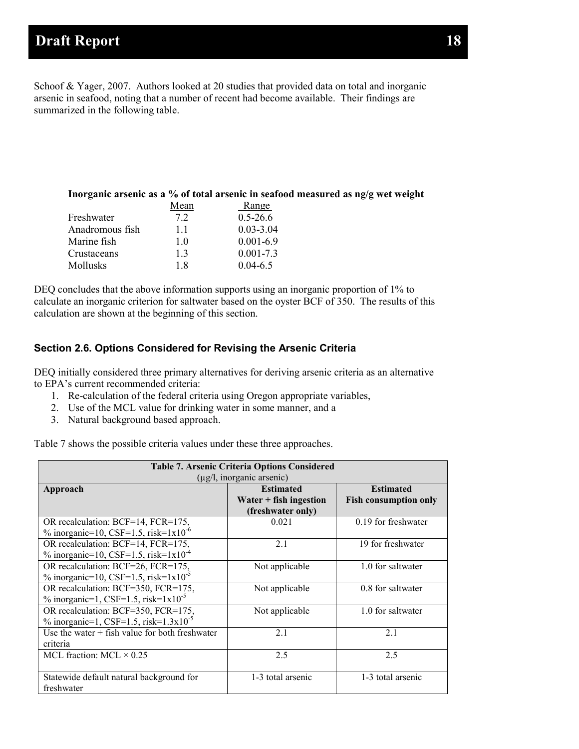Schoof & Yager, 2007. Authors looked at 20 studies that provided data on total and inorganic arsenic in seafood, noting that a number of recent had become available. Their findings are summarized in the following table.

**Inorganic arsenic as a % of total arsenic in seafood measured as ng/g wet weight**

| | Mean | Range |
|---|---|---|
| Freshwater | 7.2 | 0.5-26.6 |
| Anadromous fish | 1.1 | 0.03-3.04 |
| Marine fish | 1.0 | 0.001-6.9 |
| Crustaceans | 1.3 | 0.001-7.3 |
| Mollusks | 1.8 | 0.04-6.5 |

DEQ concludes that the above information supports using an inorganic proportion of 1% to calculate an inorganic criterion for saltwater based on the oyster BCF of 350. The results of this calculation are shown at the beginning of this section.

### Section 2.6. Options Considered for Revising the Arsenic Criteria

DEQ initially considered three primary alternatives for deriving arsenic criteria as an alternative to EPA's current recommended criteria:

1. Re-calculation of the federal criteria using Oregon appropriate variables,
2. Use of the MCL value for drinking water in some manner, and a
3. Natural background based approach.

Table 7 shows the possible criteria values under these three approaches.

**Table 7. Arsenic Criteria Options Considered**
(µg/l, inorganic arsenic)

| Approach | Estimated Water + fish ingestion (freshwater only) | Estimated Fish consumption only |
|---|---|---|
| OR recalculation: BCF=14, FCR=175, % inorganic=10, CSF=1.5, risk=$1x10^{-6}$ | 0.021 | 0.19 for freshwater |
| OR recalculation: BCF=14, FCR=175, % inorganic=10, CSF=1.5, risk=$1x10^{-4}$ | 2.1 | 19 for freshwater |
| OR recalculation: BCF=26, FCR=175, % inorganic=10, CSF=1.5, risk=$1x10^{-5}$ | Not applicable | 1.0 for saltwater |
| OR recalculation: BCF=350, FCR=175, % inorganic=1, CSF=1.5, risk=$1x10^{-5}$ | Not applicable | 0.8 for saltwater |
| OR recalculation: BCF=350, FCR=175, % inorganic=1, CSF=1.5, risk=$1.3x10^{-5}$ | Not applicable | 1.0 for saltwater |
| Use the water + fish value for both freshwater criteria | 2.1 | 2.1 |
| MCL fraction: MCL × 0.25 | 2.5 | 2.5 |
| Statewide default natural background for freshwater | 1-3 total arsenic | 1-3 total arsenic |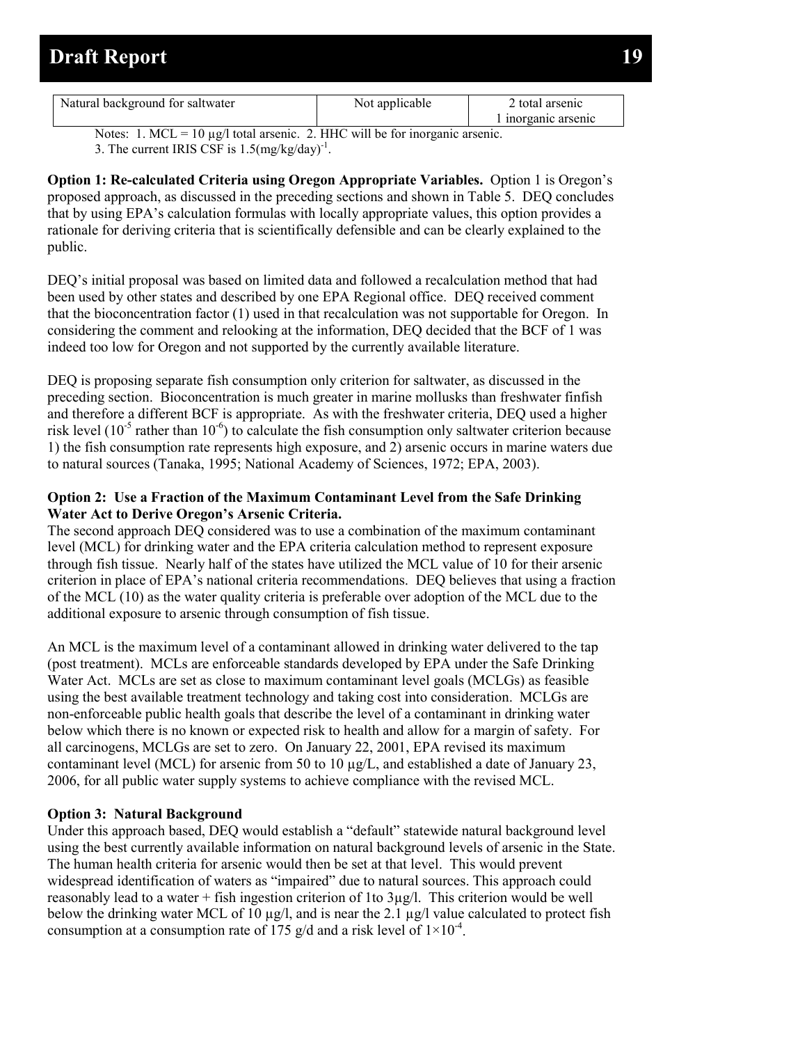| Natural background for saltwater | Not applicable | 2 total arsenic<br>1 inorganic arsenic |
|---|---|---|

Notes: 1. MCL = 10 µg/l total arsenic. 2. HHC will be for inorganic arsenic.
3. The current IRIS CSF is $1.5(mg/kg/day)^{-1}$.

**Option 1: Re-calculated Criteria using Oregon Appropriate Variables.** Option 1 is Oregon's proposed approach, as discussed in the preceding sections and shown in Table 5. DEQ concludes that by using EPA's calculation formulas with locally appropriate values, this option provides a rationale for deriving criteria that is scientifically defensible and can be clearly explained to the public.

DEQ's initial proposal was based on limited data and followed a recalculation method that had been used by other states and described by one EPA Regional office. DEQ received comment that the bioconcentration factor (1) used in that recalculation was not supportable for Oregon. In considering the comment and relooking at the information, DEQ decided that the BCF of 1 was indeed too low for Oregon and not supported by the currently available literature.

DEQ is proposing separate fish consumption only criterion for saltwater, as discussed in the preceding section. Bioconcentration is much greater in marine mollusks than freshwater finfish and therefore a different BCF is appropriate. As with the freshwater criteria, DEQ used a higher risk level ($10^{-5}$ rather than $10^{-6}$) to calculate the fish consumption only saltwater criterion because 1) the fish consumption rate represents high exposure, and 2) arsenic occurs in marine waters due to natural sources (Tanaka, 1995; National Academy of Sciences, 1972; EPA, 2003).

**Option 2: Use a Fraction of the Maximum Contaminant Level from the Safe Drinking Water Act to Derive Oregon's Arsenic Criteria.**
The second approach DEQ considered was to use a combination of the maximum contaminant level (MCL) for drinking water and the EPA criteria calculation method to represent exposure through fish tissue. Nearly half of the states have utilized the MCL value of 10 for their arsenic criterion in place of EPA's national criteria recommendations. DEQ believes that using a fraction of the MCL (10) as the water quality criteria is preferable over adoption of the MCL due to the additional exposure to arsenic through consumption of fish tissue.

An MCL is the maximum level of a contaminant allowed in drinking water delivered to the tap (post treatment). MCLs are enforceable standards developed by EPA under the Safe Drinking Water Act. MCLs are set as close to maximum contaminant level goals (MCLGs) as feasible using the best available treatment technology and taking cost into consideration. MCLGs are non-enforceable public health goals that describe the level of a contaminant in drinking water below which there is no known or expected risk to health and allow for a margin of safety. For all carcinogens, MCLGs are set to zero. On January 22, 2001, EPA revised its maximum contaminant level (MCL) for arsenic from 50 to 10 µg/L, and established a date of January 23, 2006, for all public water supply systems to achieve compliance with the revised MCL.

**Option 3: Natural Background**
Under this approach based, DEQ would establish a "default" statewide natural background level using the best currently available information on natural background levels of arsenic in the State. The human health criteria for arsenic would then be set at that level. This would prevent widespread identification of waters as "impaired" due to natural sources. This approach could reasonably lead to a water + fish ingestion criterion of 1to 3µg/l. This criterion would be well below the drinking water MCL of 10 µg/l, and is near the 2.1 µg/l value calculated to protect fish consumption at a consumption rate of 175 g/d and a risk level of $1 \times 10^{-4}$.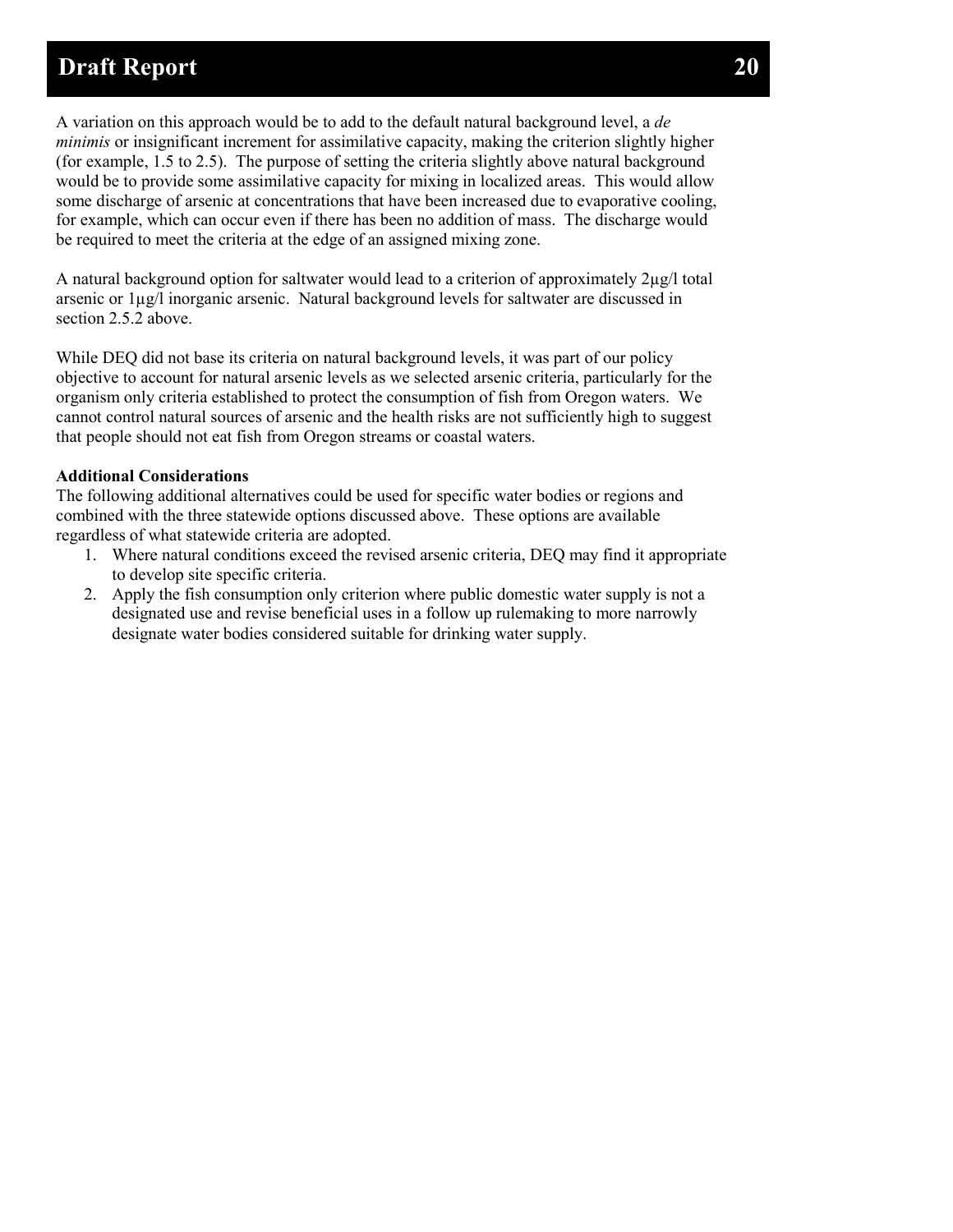A variation on this approach would be to add to the default natural background level, a *de minimis* or insignificant increment for assimilative capacity, making the criterion slightly higher (for example, 1.5 to 2.5). The purpose of setting the criteria slightly above natural background would be to provide some assimilative capacity for mixing in localized areas. This would allow some discharge of arsenic at concentrations that have been increased due to evaporative cooling, for example, which can occur even if there has been no addition of mass. The discharge would be required to meet the criteria at the edge of an assigned mixing zone.

A natural background option for saltwater would lead to a criterion of approximately 2µg/l total arsenic or 1µg/l inorganic arsenic. Natural background levels for saltwater are discussed in section 2.5.2 above.

While DEQ did not base its criteria on natural background levels, it was part of our policy objective to account for natural arsenic levels as we selected arsenic criteria, particularly for the organism only criteria established to protect the consumption of fish from Oregon waters. We cannot control natural sources of arsenic and the health risks are not sufficiently high to suggest that people should not eat fish from Oregon streams or coastal waters.

**Additional Considerations**

The following additional alternatives could be used for specific water bodies or regions and combined with the three statewide options discussed above. These options are available regardless of what statewide criteria are adopted.

1. Where natural conditions exceed the revised arsenic criteria, DEQ may find it appropriate to develop site specific criteria.
2. Apply the fish consumption only criterion where public domestic water supply is not a designated use and revise beneficial uses in a follow up rulemaking to more narrowly designate water bodies considered suitable for drinking water supply.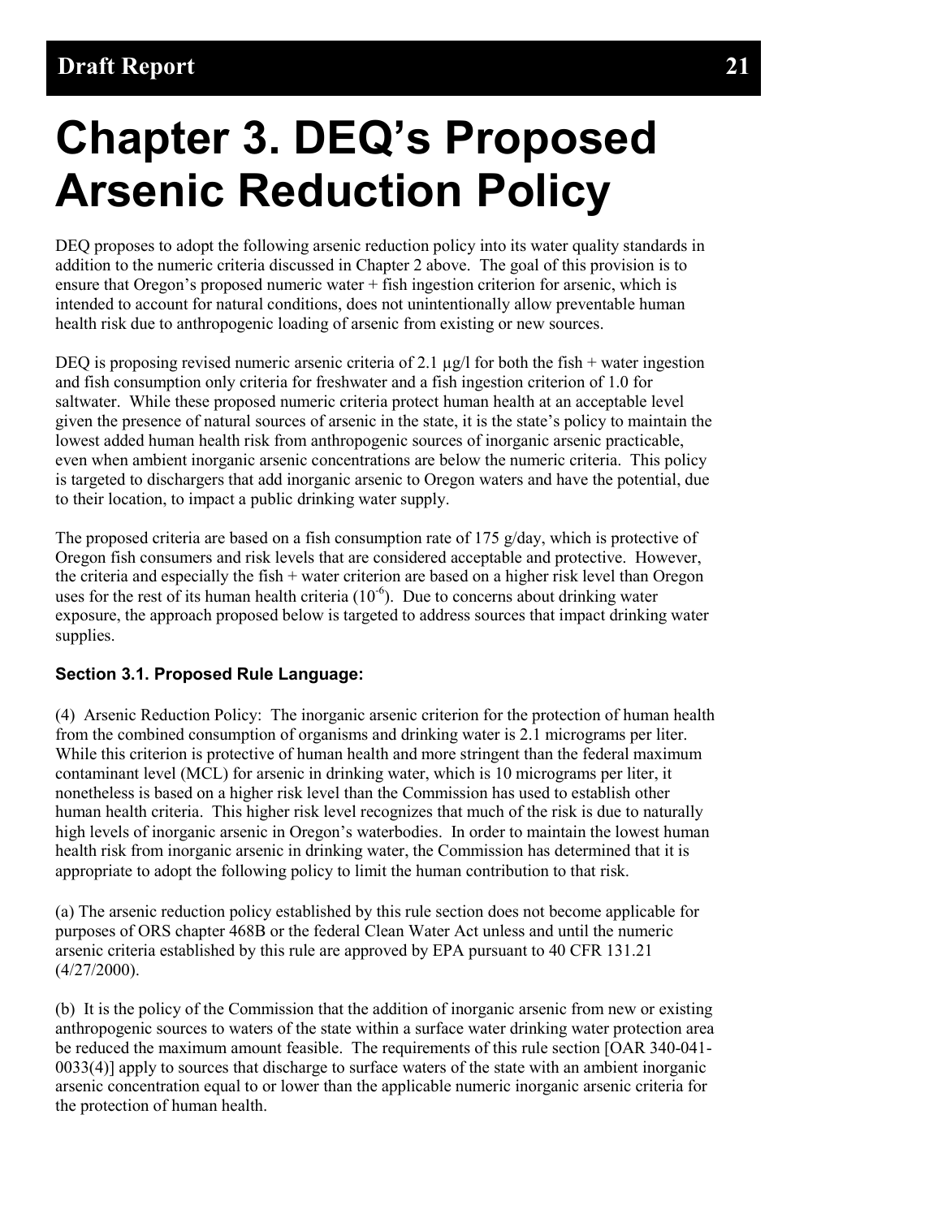# Chapter 3. DEQ's Proposed Arsenic Reduction Policy

DEQ proposes to adopt the following arsenic reduction policy into its water quality standards in addition to the numeric criteria discussed in Chapter 2 above. The goal of this provision is to ensure that Oregon's proposed numeric water + fish ingestion criterion for arsenic, which is intended to account for natural conditions, does not unintentionally allow preventable human health risk due to anthropogenic loading of arsenic from existing or new sources.

DEQ is proposing revised numeric arsenic criteria of 2.1 µg/l for both the fish + water ingestion and fish consumption only criteria for freshwater and a fish ingestion criterion of 1.0 for saltwater. While these proposed numeric criteria protect human health at an acceptable level given the presence of natural sources of arsenic in the state, it is the state's policy to maintain the lowest added human health risk from anthropogenic sources of inorganic arsenic practicable, even when ambient inorganic arsenic concentrations are below the numeric criteria. This policy is targeted to dischargers that add inorganic arsenic to Oregon waters and have the potential, due to their location, to impact a public drinking water supply.

The proposed criteria are based on a fish consumption rate of 175 g/day, which is protective of Oregon fish consumers and risk levels that are considered acceptable and protective. However, the criteria and especially the fish + water criterion are based on a higher risk level than Oregon uses for the rest of its human health criteria ($10^{-6}$). Due to concerns about drinking water exposure, the approach proposed below is targeted to address sources that impact drinking water supplies.

### Section 3.1. Proposed Rule Language:

(4) Arsenic Reduction Policy: The inorganic arsenic criterion for the protection of human health from the combined consumption of organisms and drinking water is 2.1 micrograms per liter. While this criterion is protective of human health and more stringent than the federal maximum contaminant level (MCL) for arsenic in drinking water, which is 10 micrograms per liter, it nonetheless is based on a higher risk level than the Commission has used to establish other human health criteria. This higher risk level recognizes that much of the risk is due to naturally high levels of inorganic arsenic in Oregon's waterbodies. In order to maintain the lowest human health risk from inorganic arsenic in drinking water, the Commission has determined that it is appropriate to adopt the following policy to limit the human contribution to that risk.

(a) The arsenic reduction policy established by this rule section does not become applicable for purposes of ORS chapter 468B or the federal Clean Water Act unless and until the numeric arsenic criteria established by this rule are approved by EPA pursuant to 40 CFR 131.21 (4/27/2000).

(b) It is the policy of the Commission that the addition of inorganic arsenic from new or existing anthropogenic sources to waters of the state within a surface water drinking water protection area be reduced the maximum amount feasible. The requirements of this rule section [OAR 340-041-0033(4)] apply to sources that discharge to surface waters of the state with an ambient inorganic arsenic concentration equal to or lower than the applicable numeric inorganic arsenic criteria for the protection of human health.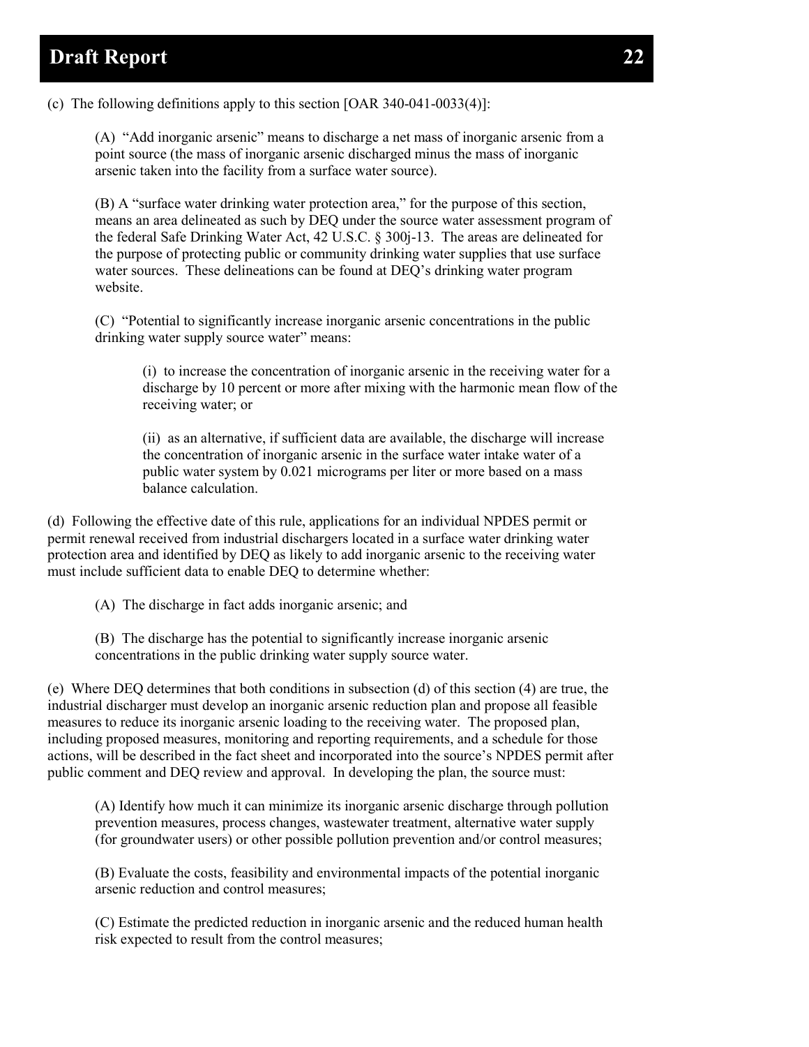(c) The following definitions apply to this section [OAR 340-041-0033(4)]:

(A) "Add inorganic arsenic" means to discharge a net mass of inorganic arsenic from a point source (the mass of inorganic arsenic discharged minus the mass of inorganic arsenic taken into the facility from a surface water source).

(B) A "surface water drinking water protection area," for the purpose of this section, means an area delineated as such by DEQ under the source water assessment program of the federal Safe Drinking Water Act, 42 U.S.C. § 300j-13. The areas are delineated for the purpose of protecting public or community drinking water supplies that use surface water sources. These delineations can be found at DEQ's drinking water program website.

(C) "Potential to significantly increase inorganic arsenic concentrations in the public drinking water supply source water" means:

(i) to increase the concentration of inorganic arsenic in the receiving water for a discharge by 10 percent or more after mixing with the harmonic mean flow of the receiving water; or

(ii) as an alternative, if sufficient data are available, the discharge will increase the concentration of inorganic arsenic in the surface water intake water of a public water system by 0.021 micrograms per liter or more based on a mass balance calculation.

(d) Following the effective date of this rule, applications for an individual NPDES permit or permit renewal received from industrial dischargers located in a surface water drinking water protection area and identified by DEQ as likely to add inorganic arsenic to the receiving water must include sufficient data to enable DEQ to determine whether:

(A) The discharge in fact adds inorganic arsenic; and

(B) The discharge has the potential to significantly increase inorganic arsenic concentrations in the public drinking water supply source water.

(e) Where DEQ determines that both conditions in subsection (d) of this section (4) are true, the industrial discharger must develop an inorganic arsenic reduction plan and propose all feasible measures to reduce its inorganic arsenic loading to the receiving water. The proposed plan, including proposed measures, monitoring and reporting requirements, and a schedule for those actions, will be described in the fact sheet and incorporated into the source's NPDES permit after public comment and DEQ review and approval. In developing the plan, the source must:

(A) Identify how much it can minimize its inorganic arsenic discharge through pollution prevention measures, process changes, wastewater treatment, alternative water supply (for groundwater users) or other possible pollution prevention and/or control measures;

(B) Evaluate the costs, feasibility and environmental impacts of the potential inorganic arsenic reduction and control measures;

(C) Estimate the predicted reduction in inorganic arsenic and the reduced human health risk expected to result from the control measures;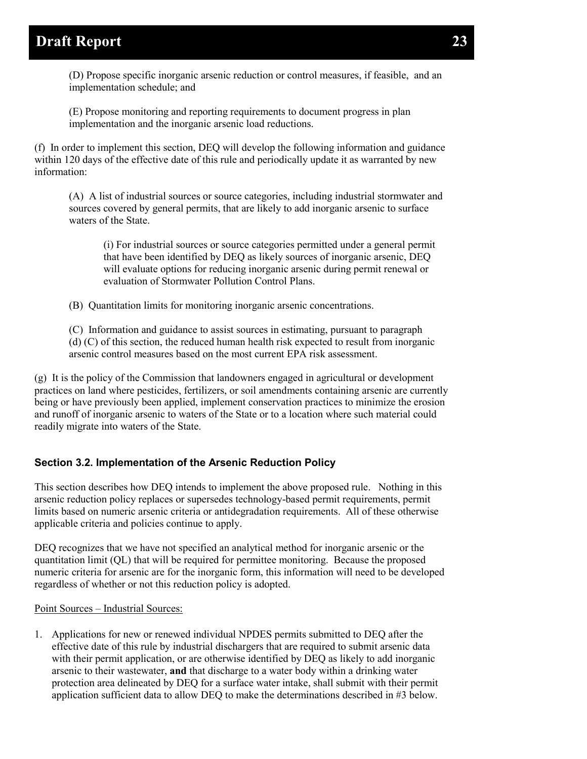(D) Propose specific inorganic arsenic reduction or control measures, if feasible, and an implementation schedule; and

(E) Propose monitoring and reporting requirements to document progress in plan implementation and the inorganic arsenic load reductions.

(f) In order to implement this section, DEQ will develop the following information and guidance within 120 days of the effective date of this rule and periodically update it as warranted by new information:

(A) A list of industrial sources or source categories, including industrial stormwater and sources covered by general permits, that are likely to add inorganic arsenic to surface waters of the State.

(i) For industrial sources or source categories permitted under a general permit that have been identified by DEQ as likely sources of inorganic arsenic, DEQ will evaluate options for reducing inorganic arsenic during permit renewal or evaluation of Stormwater Pollution Control Plans.

(B) Quantitation limits for monitoring inorganic arsenic concentrations.

(C) Information and guidance to assist sources in estimating, pursuant to paragraph (d) (C) of this section, the reduced human health risk expected to result from inorganic arsenic control measures based on the most current EPA risk assessment.

(g) It is the policy of the Commission that landowners engaged in agricultural or development practices on land where pesticides, fertilizers, or soil amendments containing arsenic are currently being or have previously been applied, implement conservation practices to minimize the erosion and runoff of inorganic arsenic to waters of the State or to a location where such material could readily migrate into waters of the State.

### Section 3.2. Implementation of the Arsenic Reduction Policy

This section describes how DEQ intends to implement the above proposed rule. Nothing in this arsenic reduction policy replaces or supersedes technology-based permit requirements, permit limits based on numeric arsenic criteria or antidegradation requirements. All of these otherwise applicable criteria and policies continue to apply.

DEQ recognizes that we have not specified an analytical method for inorganic arsenic or the quantitation limit (QL) that will be required for permittee monitoring. Because the proposed numeric criteria for arsenic are for the inorganic form, this information will need to be developed regardless of whether or not this reduction policy is adopted.

Point Sources – Industrial Sources:

1. Applications for new or renewed individual NPDES permits submitted to DEQ after the effective date of this rule by industrial dischargers that are required to submit arsenic data with their permit application, or are otherwise identified by DEQ as likely to add inorganic arsenic to their wastewater, **and** that discharge to a water body within a drinking water protection area delineated by DEQ for a surface water intake, shall submit with their permit application sufficient data to allow DEQ to make the determinations described in #3 below.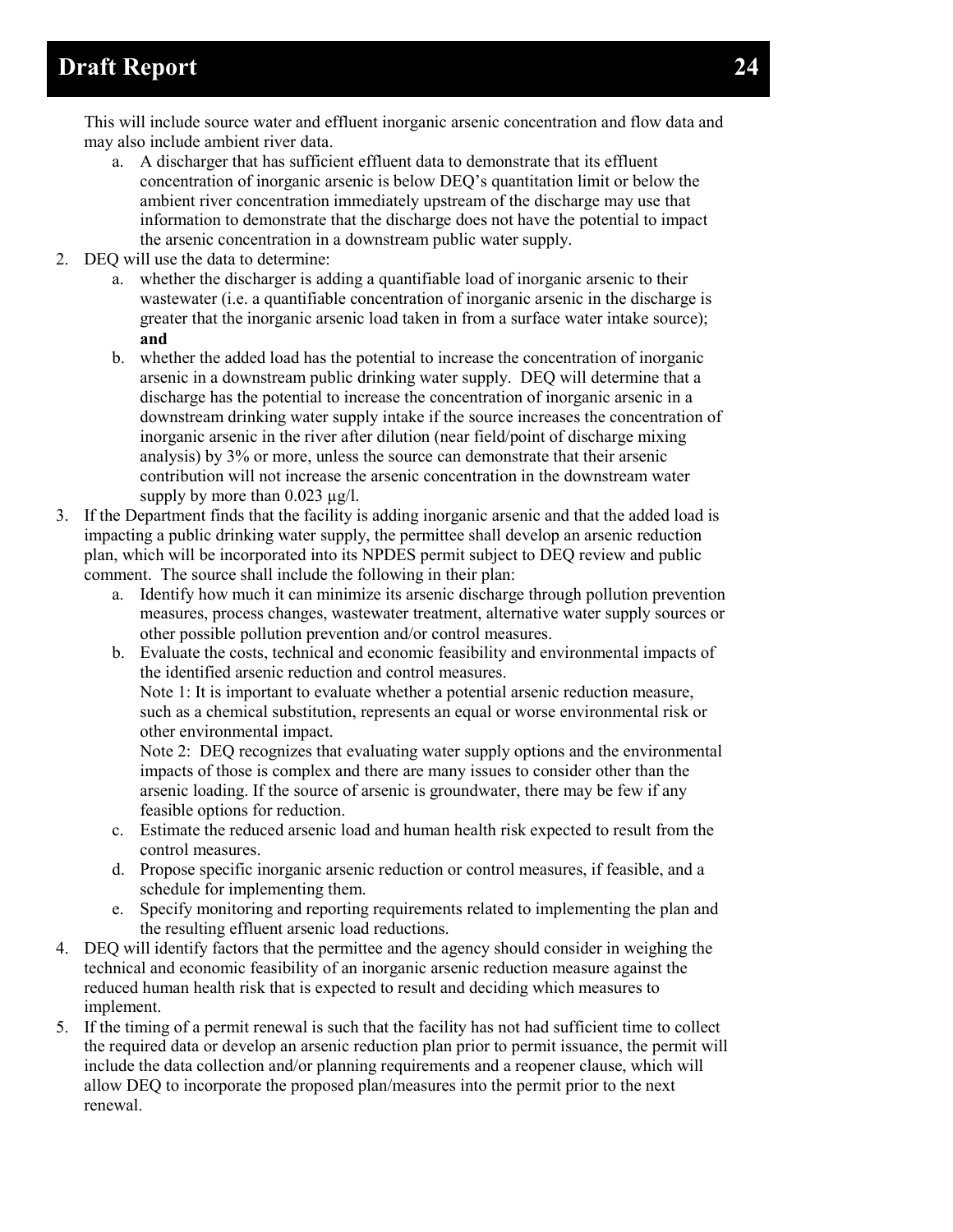This will include source water and effluent inorganic arsenic concentration and flow data and may also include ambient river data.

   a. A discharger that has sufficient effluent data to demonstrate that its effluent concentration of inorganic arsenic is below DEQ's quantitation limit or below the ambient river concentration immediately upstream of the discharge may use that information to demonstrate that the discharge does not have the potential to impact the arsenic concentration in a downstream public water supply.

2. DEQ will use the data to determine:
   a. whether the discharger is adding a quantifiable load of inorganic arsenic to their wastewater (i.e. a quantifiable concentration of inorganic arsenic in the discharge is greater that the inorganic arsenic load taken in from a surface water intake source); **and**
   b. whether the added load has the potential to increase the concentration of inorganic arsenic in a downstream public drinking water supply. DEQ will determine that a discharge has the potential to increase the concentration of inorganic arsenic in a downstream drinking water supply intake if the source increases the concentration of inorganic arsenic in the river after dilution (near field/point of discharge mixing analysis) by 3% or more, unless the source can demonstrate that their arsenic contribution will not increase the arsenic concentration in the downstream water supply by more than 0.023 µg/l.
3. If the Department finds that the facility is adding inorganic arsenic and that the added load is impacting a public drinking water supply, the permittee shall develop an arsenic reduction plan, which will be incorporated into its NPDES permit subject to DEQ review and public comment. The source shall include the following in their plan:
   a. Identify how much it can minimize its arsenic discharge through pollution prevention measures, process changes, wastewater treatment, alternative water supply sources or other possible pollution prevention and/or control measures.
   b. Evaluate the costs, technical and economic feasibility and environmental impacts of the identified arsenic reduction and control measures.
      Note 1: It is important to evaluate whether a potential arsenic reduction measure, such as a chemical substitution, represents an equal or worse environmental risk or other environmental impact.
      Note 2: DEQ recognizes that evaluating water supply options and the environmental impacts of those is complex and there are many issues to consider other than the arsenic loading. If the source of arsenic is groundwater, there may be few if any feasible options for reduction.
   c. Estimate the reduced arsenic load and human health risk expected to result from the control measures.
   d. Propose specific inorganic arsenic reduction or control measures, if feasible, and a schedule for implementing them.
   e. Specify monitoring and reporting requirements related to implementing the plan and the resulting effluent arsenic load reductions.
4. DEQ will identify factors that the permittee and the agency should consider in weighing the technical and economic feasibility of an inorganic arsenic reduction measure against the reduced human health risk that is expected to result and deciding which measures to implement.
5. If the timing of a permit renewal is such that the facility has not had sufficient time to collect the required data or develop an arsenic reduction plan prior to permit issuance, the permit will include the data collection and/or planning requirements and a reopener clause, which will allow DEQ to incorporate the proposed plan/measures into the permit prior to the next renewal.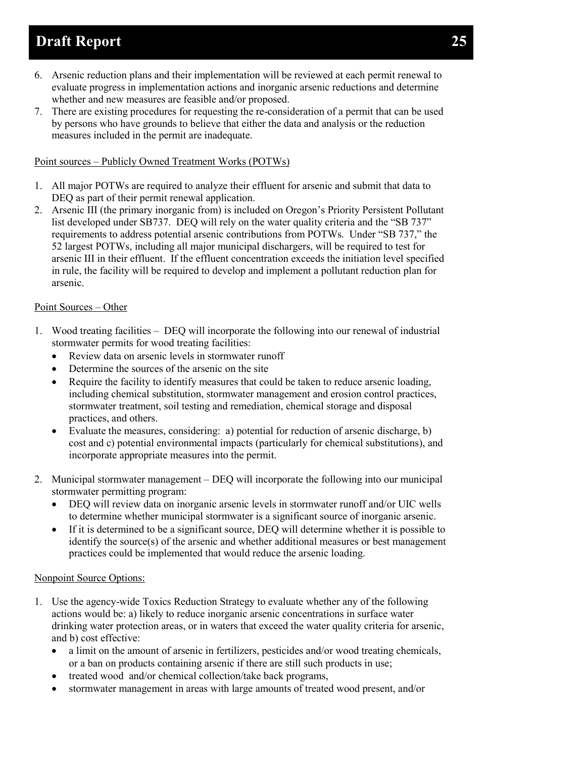6. Arsenic reduction plans and their implementation will be reviewed at each permit renewal to evaluate progress in implementation actions and inorganic arsenic reductions and determine whether and new measures are feasible and/or proposed.
7. There are existing procedures for requesting the re-consideration of a permit that can be used by persons who have grounds to believe that either the data and analysis or the reduction measures included in the permit are inadequate.

Point sources – Publicly Owned Treatment Works (POTWs)

1. All major POTWs are required to analyze their effluent for arsenic and submit that data to DEQ as part of their permit renewal application.
2. Arsenic III (the primary inorganic from) is included on Oregon's Priority Persistent Pollutant list developed under SB737. DEQ will rely on the water quality criteria and the "SB 737" requirements to address potential arsenic contributions from POTWs. Under "SB 737," the 52 largest POTWs, including all major municipal dischargers, will be required to test for arsenic III in their effluent. If the effluent concentration exceeds the initiation level specified in rule, the facility will be required to develop and implement a pollutant reduction plan for arsenic.

Point Sources – Other

1. Wood treating facilities – DEQ will incorporate the following into our renewal of industrial stormwater permits for wood treating facilities:
   - Review data on arsenic levels in stormwater runoff
   - Determine the sources of the arsenic on the site
   - Require the facility to identify measures that could be taken to reduce arsenic loading, including chemical substitution, stormwater management and erosion control practices, stormwater treatment, soil testing and remediation, chemical storage and disposal practices, and others.
   - Evaluate the measures, considering: a) potential for reduction of arsenic discharge, b) cost and c) potential environmental impacts (particularly for chemical substitutions), and incorporate appropriate measures into the permit.

2. Municipal stormwater management – DEQ will incorporate the following into our municipal stormwater permitting program:
   - DEQ will review data on inorganic arsenic levels in stormwater runoff and/or UIC wells to determine whether municipal stormwater is a significant source of inorganic arsenic.
   - If it is determined to be a significant source, DEQ will determine whether it is possible to identify the source(s) of the arsenic and whether additional measures or best management practices could be implemented that would reduce the arsenic loading.

Nonpoint Source Options:

1. Use the agency-wide Toxics Reduction Strategy to evaluate whether any of the following actions would be: a) likely to reduce inorganic arsenic concentrations in surface water drinking water protection areas, or in waters that exceed the water quality criteria for arsenic, and b) cost effective:
   - a limit on the amount of arsenic in fertilizers, pesticides and/or wood treating chemicals, or a ban on products containing arsenic if there are still such products in use;
   - treated wood and/or chemical collection/take back programs,
   - stormwater management in areas with large amounts of treated wood present, and/or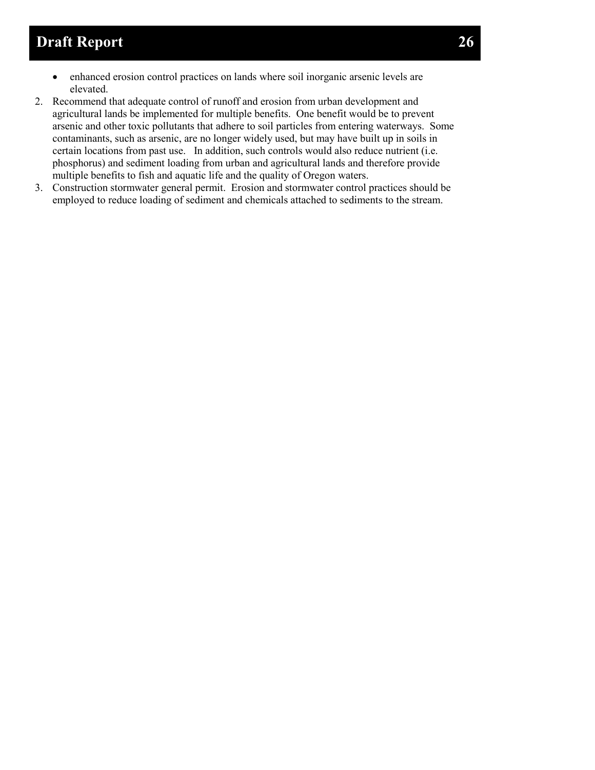- enhanced erosion control practices on lands where soil inorganic arsenic levels are elevated.

2. Recommend that adequate control of runoff and erosion from urban development and agricultural lands be implemented for multiple benefits. One benefit would be to prevent arsenic and other toxic pollutants that adhere to soil particles from entering waterways. Some contaminants, such as arsenic, are no longer widely used, but may have built up in soils in certain locations from past use. In addition, such controls would also reduce nutrient (i.e. phosphorus) and sediment loading from urban and agricultural lands and therefore provide multiple benefits to fish and aquatic life and the quality of Oregon waters.
3. Construction stormwater general permit. Erosion and stormwater control practices should be employed to reduce loading of sediment and chemicals attached to sediments to the stream.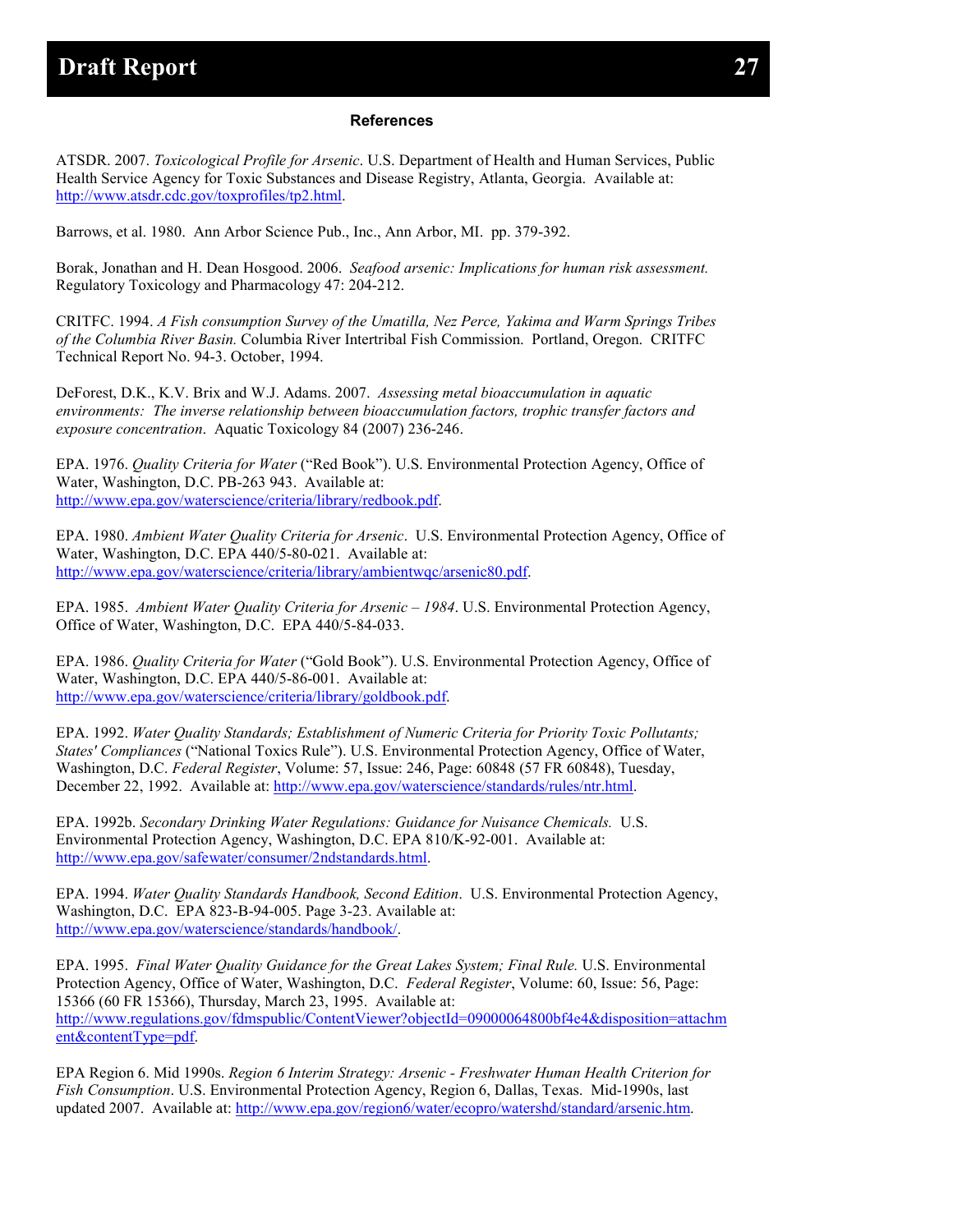### References

ATSDR. 2007. *Toxicological Profile for Arsenic*. U.S. Department of Health and Human Services, Public Health Service Agency for Toxic Substances and Disease Registry, Atlanta, Georgia. Available at: http://www.atsdr.cdc.gov/toxprofiles/tp2.html.

Barrows, et al. 1980. Ann Arbor Science Pub., Inc., Ann Arbor, MI. pp. 379-392.

Borak, Jonathan and H. Dean Hosgood. 2006. *Seafood arsenic: Implications for human risk assessment.* Regulatory Toxicology and Pharmacology 47: 204-212.

CRITFC. 1994. *A Fish consumption Survey of the Umatilla, Nez Perce, Yakima and Warm Springs Tribes of the Columbia River Basin.* Columbia River Intertribal Fish Commission. Portland, Oregon. CRITFC Technical Report No. 94-3. October, 1994.

DeForest, D.K., K.V. Brix and W.J. Adams. 2007. *Assessing metal bioaccumulation in aquatic environments: The inverse relationship between bioaccumulation factors, trophic transfer factors and exposure concentration*. Aquatic Toxicology 84 (2007) 236-246.

EPA. 1976. *Quality Criteria for Water* ("Red Book"). U.S. Environmental Protection Agency, Office of Water, Washington, D.C. PB-263 943. Available at: http://www.epa.gov/waterscience/criteria/library/redbook.pdf.

EPA. 1980. *Ambient Water Quality Criteria for Arsenic*. U.S. Environmental Protection Agency, Office of Water, Washington, D.C. EPA 440/5-80-021. Available at: http://www.epa.gov/waterscience/criteria/library/ambientwqc/arsenic80.pdf.

EPA. 1985. *Ambient Water Quality Criteria for Arsenic – 1984*. U.S. Environmental Protection Agency, Office of Water, Washington, D.C. EPA 440/5-84-033.

EPA. 1986. *Quality Criteria for Water* ("Gold Book"). U.S. Environmental Protection Agency, Office of Water, Washington, D.C. EPA 440/5-86-001. Available at: http://www.epa.gov/waterscience/criteria/library/goldbook.pdf.

EPA. 1992. *Water Quality Standards; Establishment of Numeric Criteria for Priority Toxic Pollutants; States' Compliances* ("National Toxics Rule"). U.S. Environmental Protection Agency, Office of Water, Washington, D.C. *Federal Register*, Volume: 57, Issue: 246, Page: 60848 (57 FR 60848), Tuesday, December 22, 1992. Available at: http://www.epa.gov/waterscience/standards/rules/ntr.html.

EPA. 1992b. *Secondary Drinking Water Regulations: Guidance for Nuisance Chemicals.* U.S. Environmental Protection Agency, Washington, D.C. EPA 810/K-92-001. Available at: http://www.epa.gov/safewater/consumer/2ndstandards.html.

EPA. 1994. *Water Quality Standards Handbook, Second Edition*. U.S. Environmental Protection Agency, Washington, D.C. EPA 823-B-94-005. Page 3-23. Available at: http://www.epa.gov/waterscience/standards/handbook/.

EPA. 1995. *Final Water Quality Guidance for the Great Lakes System; Final Rule.* U.S. Environmental Protection Agency, Office of Water, Washington, D.C. *Federal Register*, Volume: 60, Issue: 56, Page: 15366 (60 FR 15366), Thursday, March 23, 1995. Available at: http://www.regulations.gov/fdmspublic/ContentViewer?objectId=09000064800bf4e4&disposition=attachment&contentType=pdf.

EPA Region 6. Mid 1990s. *Region 6 Interim Strategy: Arsenic - Freshwater Human Health Criterion for Fish Consumption*. U.S. Environmental Protection Agency, Region 6, Dallas, Texas. Mid-1990s, last updated 2007. Available at: http://www.epa.gov/region6/water/ecopro/watershd/standard/arsenic.htm.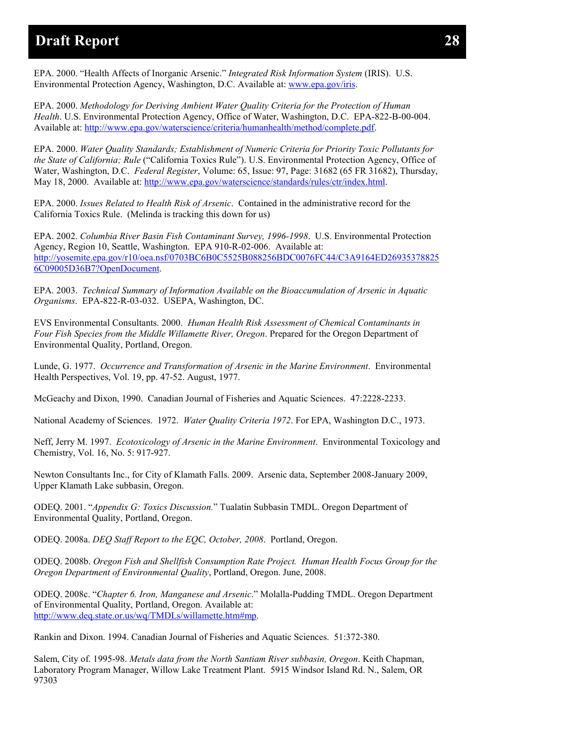EPA. 2000. “Health Affects of Inorganic Arsenic.” *Integrated Risk Information System* (IRIS). U.S. Environmental Protection Agency, Washington, D.C. Available at: www.epa.gov/iris.

EPA. 2000. *Methodology for Deriving Ambient Water Quality Criteria for the Protection of Human Health*. U.S. Environmental Protection Agency, Office of Water, Washington, D.C. EPA-822-B-00-004. Available at: http://www.epa.gov/waterscience/criteria/humanhealth/method/complete.pdf.

EPA. 2000. *Water Quality Standards; Establishment of Numeric Criteria for Priority Toxic Pollutants for the State of California; Rule* (“California Toxics Rule”). U.S. Environmental Protection Agency, Office of Water, Washington, D.C. *Federal Register*, Volume: 65, Issue: 97, Page: 31682 (65 FR 31682), Thursday, May 18, 2000. Available at: http://www.epa.gov/waterscience/standards/rules/ctr/index.html.

EPA. 2000. *Issues Related to Health Risk of Arsenic*. Contained in the administrative record for the California Toxics Rule. (Melinda is tracking this down for us)

EPA. 2002. *Columbia River Basin Fish Contaminant Survey, 1996-1998*. U.S. Environmental Protection Agency, Region 10, Seattle, Washington. EPA 910-R-02-006. Available at: http://yosemite.epa.gov/r10/oea.nsf/0703BC6B0C5525B088256BDC0076FC44/C3A9164ED269353788256C09005D36B7?OpenDocument.

EPA. 2003. *Technical Summary of Information Available on the Bioaccumulation of Arsenic in Aquatic Organisms*. EPA-822-R-03-032. USEPA, Washington, DC.

EVS Environmental Consultants. 2000. *Human Health Risk Assessment of Chemical Contaminants in Four Fish Species from the Middle Willamette River, Oregon*. Prepared for the Oregon Department of Environmental Quality, Portland, Oregon.

Lunde, G. 1977. *Occurrence and Transformation of Arsenic in the Marine Environment*. Environmental Health Perspectives, Vol. 19, pp. 47-52. August, 1977.

McGeachy and Dixon, 1990. Canadian Journal of Fisheries and Aquatic Sciences. 47:2228-2233.

National Academy of Sciences. 1972. *Water Quality Criteria 1972*. For EPA, Washington D.C., 1973.

Neff, Jerry M. 1997. *Ecotoxicology of Arsenic in the Marine Environment*. Environmental Toxicology and Chemistry, Vol. 16, No. 5: 917-927.

Newton Consultants Inc., for City of Klamath Falls. 2009. Arsenic data, September 2008-January 2009, Upper Klamath Lake subbasin, Oregon.

ODEQ. 2001. “*Appendix G: Toxics Discussion.*” Tualatin Subbasin TMDL. Oregon Department of Environmental Quality, Portland, Oregon.

ODEQ. 2008a. *DEQ Staff Report to the EQC, October, 2008*. Portland, Oregon.

ODEQ. 2008b. *Oregon Fish and Shellfish Consumption Rate Project. Human Health Focus Group for the Oregon Department of Environmental Quality*, Portland, Oregon. June, 2008.

ODEQ. 2008c. “*Chapter 6. Iron, Manganese and Arsenic*.” Molalla-Pudding TMDL. Oregon Department of Environmental Quality, Portland, Oregon. Available at: http://www.deq.state.or.us/wq/TMDLs/willamette.htm#mp.

Rankin and Dixon. 1994. Canadian Journal of Fisheries and Aquatic Sciences. 51:372-380.

Salem, City of. 1995-98. *Metals data from the North Santiam River subbasin, Oregon*. Keith Chapman, Laboratory Program Manager, Willow Lake Treatment Plant. 5915 Windsor Island Rd. N., Salem, OR 97303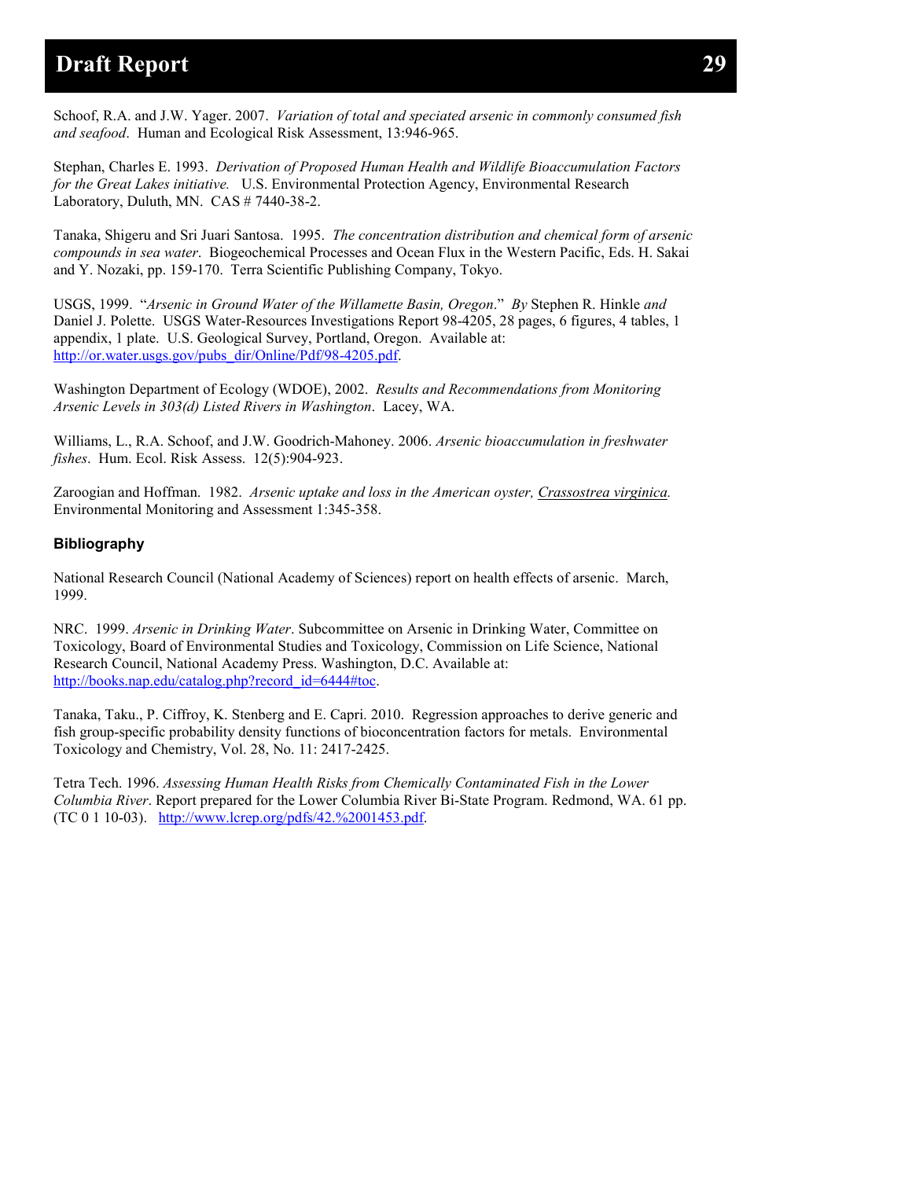Schoof, R.A. and J.W. Yager. 2007. *Variation of total and speciated arsenic in commonly consumed fish and seafood*. Human and Ecological Risk Assessment, 13:946-965.

Stephan, Charles E. 1993. *Derivation of Proposed Human Health and Wildlife Bioaccumulation Factors for the Great Lakes initiative.* U.S. Environmental Protection Agency, Environmental Research Laboratory, Duluth, MN. CAS # 7440-38-2.

Tanaka, Shigeru and Sri Juari Santosa. 1995. *The concentration distribution and chemical form of arsenic compounds in sea water*. Biogeochemical Processes and Ocean Flux in the Western Pacific, Eds. H. Sakai and Y. Nozaki, pp. 159-170. Terra Scientific Publishing Company, Tokyo.

USGS, 1999. "*Arsenic in Ground Water of the Willamette Basin, Oregon*." *By* Stephen R. Hinkle *and* Daniel J. Polette. USGS Water-Resources Investigations Report 98-4205, 28 pages, 6 figures, 4 tables, 1 appendix, 1 plate. U.S. Geological Survey, Portland, Oregon. Available at: http://or.water.usgs.gov/pubs_dir/Online/Pdf/98-4205.pdf.

Washington Department of Ecology (WDOE), 2002. *Results and Recommendations from Monitoring Arsenic Levels in 303(d) Listed Rivers in Washington*. Lacey, WA.

Williams, L., R.A. Schoof, and J.W. Goodrich-Mahoney. 2006. *Arsenic bioaccumulation in freshwater fishes*. Hum. Ecol. Risk Assess. 12(5):904-923.

Zaroogian and Hoffman. 1982. *Arsenic uptake and loss in the American oyster, Crassostrea virginica.* Environmental Monitoring and Assessment 1:345-358.

### Bibliography

National Research Council (National Academy of Sciences) report on health effects of arsenic. March, 1999.

NRC. 1999. *Arsenic in Drinking Water*. Subcommittee on Arsenic in Drinking Water, Committee on Toxicology, Board of Environmental Studies and Toxicology, Commission on Life Science, National Research Council, National Academy Press. Washington, D.C. Available at: http://books.nap.edu/catalog.php?record_id=6444#toc.

Tanaka, Taku., P. Ciffroy, K. Stenberg and E. Capri. 2010. Regression approaches to derive generic and fish group-specific probability density functions of bioconcentration factors for metals. Environmental Toxicology and Chemistry, Vol. 28, No. 11: 2417-2425.

Tetra Tech. 1996. *Assessing Human Health Risks from Chemically Contaminated Fish in the Lower Columbia River*. Report prepared for the Lower Columbia River Bi-State Program. Redmond, WA. 61 pp. (TC 0 1 10-03). http://www.lcrep.org/pdfs/42.%2001453.pdf.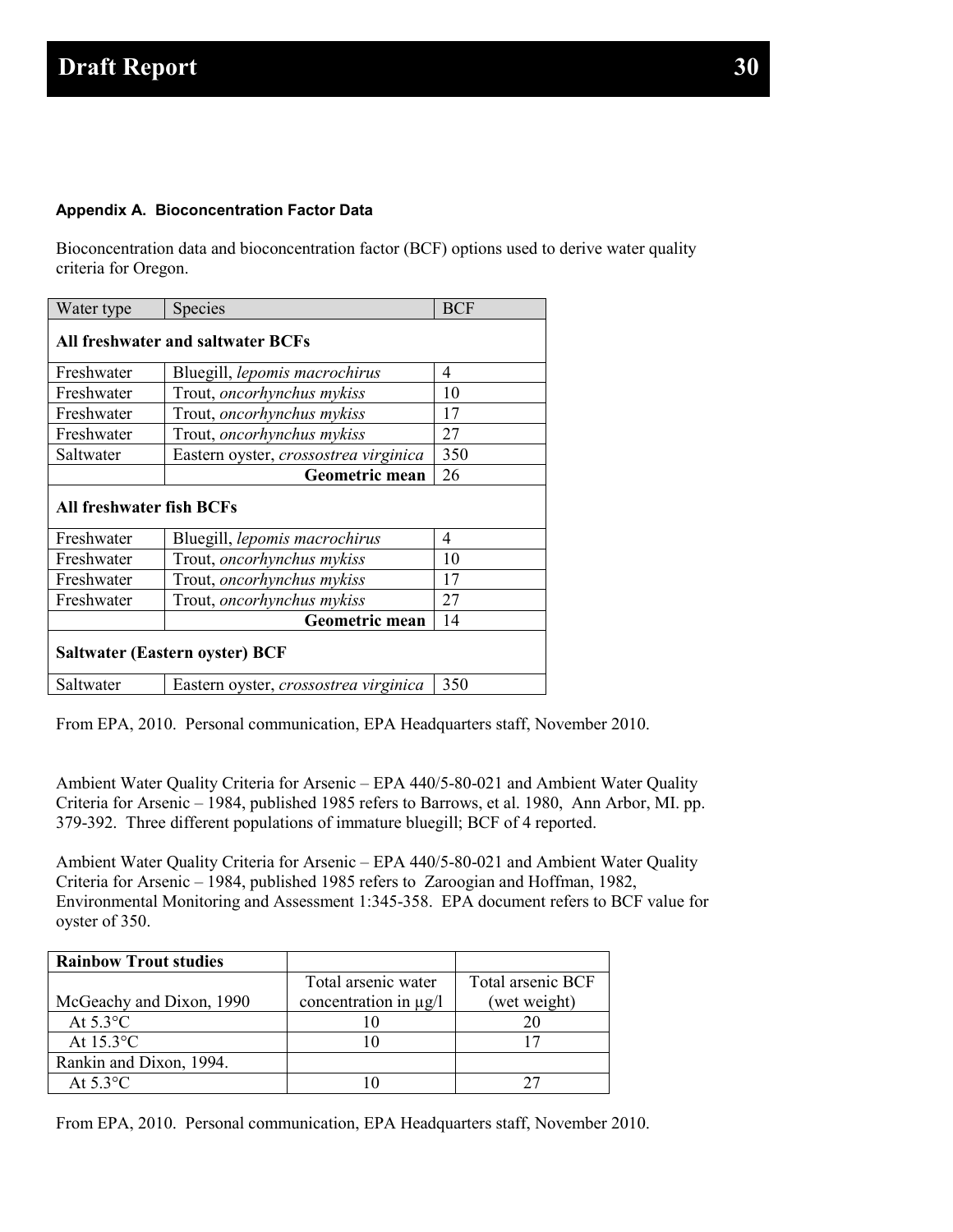#### Appendix A. Bioconcentration Factor Data

Bioconcentration data and bioconcentration factor (BCF) options used to derive water quality criteria for Oregon.

| Water type | Species | BCF |
|---|---|---|
| **All freshwater and saltwater BCFs** | | |
| Freshwater | Bluegill, *lepomis macrochirus* | 4 |
| Freshwater | Trout, *oncorhynchus mykiss* | 10 |
| Freshwater | Trout, *oncorhynchus mykiss* | 17 |
| Freshwater | Trout, *oncorhynchus mykiss* | 27 |
| Saltwater | Eastern oyster, *crossostrea virginica* | 350 |
| | **Geometric mean** | 26 |
| **All freshwater fish BCFs** | | |
| Freshwater | Bluegill, *lepomis macrochirus* | 4 |
| Freshwater | Trout, *oncorhynchus mykiss* | 10 |
| Freshwater | Trout, *oncorhynchus mykiss* | 17 |
| Freshwater | Trout, *oncorhynchus mykiss* | 27 |
| | **Geometric mean** | 14 |
| **Saltwater (Eastern oyster) BCF** | | |
| Saltwater | Eastern oyster, *crossostrea virginica* | 350 |

From EPA, 2010. Personal communication, EPA Headquarters staff, November 2010.

Ambient Water Quality Criteria for Arsenic – EPA 440/5-80-021 and Ambient Water Quality Criteria for Arsenic – 1984, published 1985 refers to Barrows, et al. 1980, Ann Arbor, MI. pp. 379-392. Three different populations of immature bluegill; BCF of 4 reported.

Ambient Water Quality Criteria for Arsenic – EPA 440/5-80-021 and Ambient Water Quality Criteria for Arsenic – 1984, published 1985 refers to Zaroogian and Hoffman, 1982, Environmental Monitoring and Assessment 1:345-358. EPA document refers to BCF value for oyster of 350.

| **Rainbow Trout studies** | | |
|---|---|---|
| McGeachy and Dixon, 1990 | Total arsenic water concentration in µg/l | Total arsenic BCF (wet weight) |
| At 5.3°C | 10 | 20 |
| At 15.3°C | 10 | 17 |
| Rankin and Dixon, 1994. | | |
| At 5.3°C | 10 | 27 |

From EPA, 2010. Personal communication, EPA Headquarters staff, November 2010.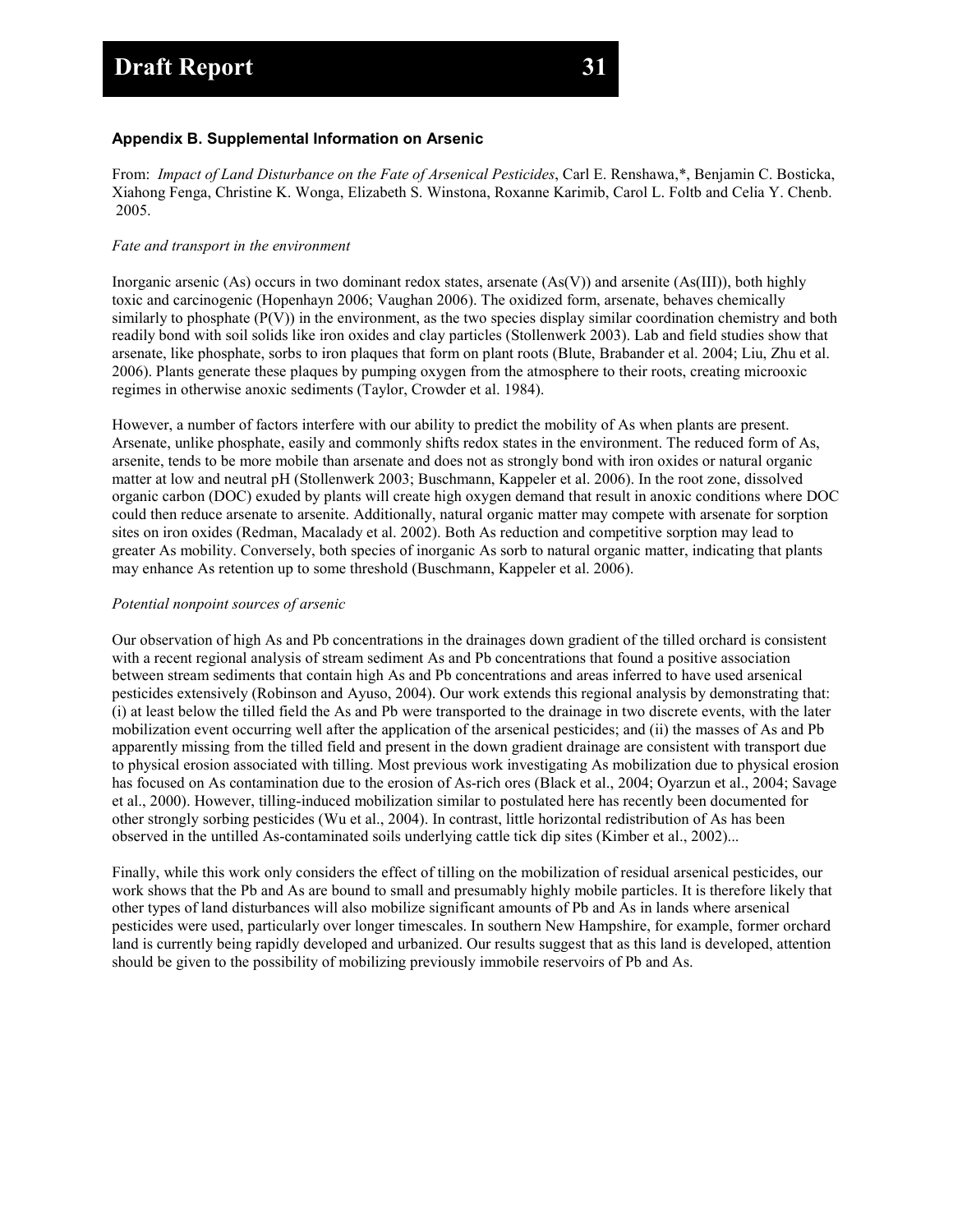### Appendix B. Supplemental Information on Arsenic

From: *Impact of Land Disturbance on the Fate of Arsenical Pesticides*, Carl E. Renshawa,*, Benjamin C. Bosticka, Xiahong Fenga, Christine K. Wonga, Elizabeth S. Winstona, Roxanne Karimib, Carol L. Foltb and Celia Y. Chenb. 2005.

*Fate and transport in the environment*

Inorganic arsenic (As) occurs in two dominant redox states, arsenate (As(V)) and arsenite (As(III)), both highly toxic and carcinogenic (Hopenhayn 2006; Vaughan 2006). The oxidized form, arsenate, behaves chemically similarly to phosphate (P(V)) in the environment, as the two species display similar coordination chemistry and both readily bond with soil solids like iron oxides and clay particles (Stollenwerk 2003). Lab and field studies show that arsenate, like phosphate, sorbs to iron plaques that form on plant roots (Blute, Brabander et al. 2004; Liu, Zhu et al. 2006). Plants generate these plaques by pumping oxygen from the atmosphere to their roots, creating microoxic regimes in otherwise anoxic sediments (Taylor, Crowder et al. 1984).

However, a number of factors interfere with our ability to predict the mobility of As when plants are present. Arsenate, unlike phosphate, easily and commonly shifts redox states in the environment. The reduced form of As, arsenite, tends to be more mobile than arsenate and does not as strongly bond with iron oxides or natural organic matter at low and neutral pH (Stollenwerk 2003; Buschmann, Kappeler et al. 2006). In the root zone, dissolved organic carbon (DOC) exuded by plants will create high oxygen demand that result in anoxic conditions where DOC could then reduce arsenate to arsenite. Additionally, natural organic matter may compete with arsenate for sorption sites on iron oxides (Redman, Macalady et al. 2002). Both As reduction and competitive sorption may lead to greater As mobility. Conversely, both species of inorganic As sorb to natural organic matter, indicating that plants may enhance As retention up to some threshold (Buschmann, Kappeler et al. 2006).

*Potential nonpoint sources of arsenic*

Our observation of high As and Pb concentrations in the drainages down gradient of the tilled orchard is consistent with a recent regional analysis of stream sediment As and Pb concentrations that found a positive association between stream sediments that contain high As and Pb concentrations and areas inferred to have used arsenical pesticides extensively (Robinson and Ayuso, 2004). Our work extends this regional analysis by demonstrating that: (i) at least below the tilled field the As and Pb were transported to the drainage in two discrete events, with the later mobilization event occurring well after the application of the arsenical pesticides; and (ii) the masses of As and Pb apparently missing from the tilled field and present in the down gradient drainage are consistent with transport due to physical erosion associated with tilling. Most previous work investigating As mobilization due to physical erosion has focused on As contamination due to the erosion of As-rich ores (Black et al., 2004; Oyarzun et al., 2004; Savage et al., 2000). However, tilling-induced mobilization similar to postulated here has recently been documented for other strongly sorbing pesticides (Wu et al., 2004). In contrast, little horizontal redistribution of As has been observed in the untilled As-contaminated soils underlying cattle tick dip sites (Kimber et al., 2002)...

Finally, while this work only considers the effect of tilling on the mobilization of residual arsenical pesticides, our work shows that the Pb and As are bound to small and presumably highly mobile particles. It is therefore likely that other types of land disturbances will also mobilize significant amounts of Pb and As in lands where arsenical pesticides were used, particularly over longer timescales. In southern New Hampshire, for example, former orchard land is currently being rapidly developed and urbanized. Our results suggest that as this land is developed, attention should be given to the possibility of mobilizing previously immobile reservoirs of Pb and As.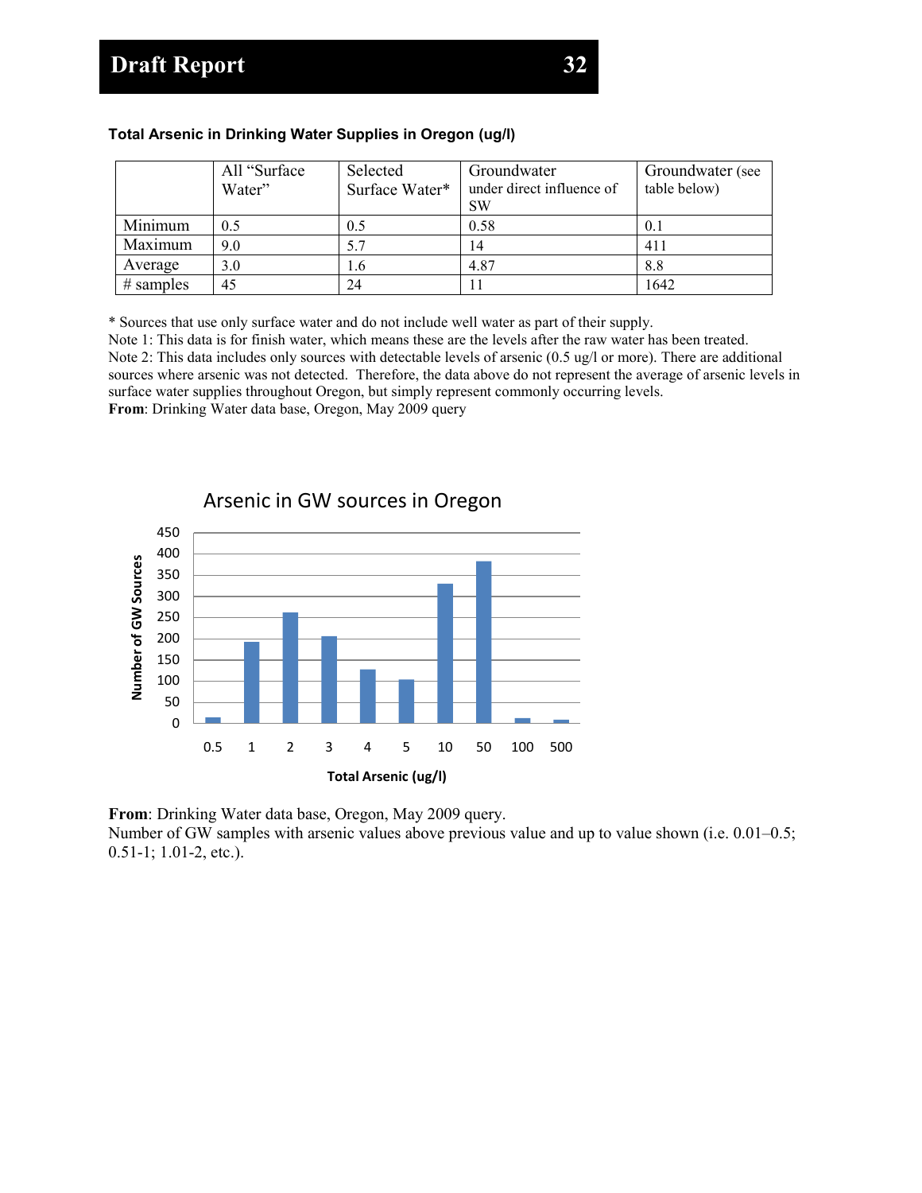**Total Arsenic in Drinking Water Supplies in Oregon (ug/l)**

| | All "Surface Water" | Selected Surface Water* | Groundwater under direct influence of SW | Groundwater (see table below) |
|---|---|---|---|---|
| Minimum | 0.5 | 0.5 | 0.58 | 0.1 |
| Maximum | 9.0 | 5.7 | 14 | 411 |
| Average | 3.0 | 1.6 | 4.87 | 8.8 |
| # samples | 45 | 24 | 11 | 1642 |

\* Sources that use only surface water and do not include well water as part of their supply.
Note 1: This data is for finish water, which means these are the levels after the raw water has been treated.
Note 2: This data includes only sources with detectable levels of arsenic (0.5 ug/l or more). There are additional sources where arsenic was not detected. Therefore, the data above do not represent the average of arsenic levels in surface water supplies throughout Oregon, but simply represent commonly occurring levels.
**From**: Drinking Water data base, Oregon, May 2009 query

Arsenic in GW sources in Oregon

**From**: Drinking Water data base, Oregon, May 2009 query.
Number of GW samples with arsenic values above previous value and up to value shown (i.e. 0.01–0.5; 0.51-1; 1.01-2, etc.).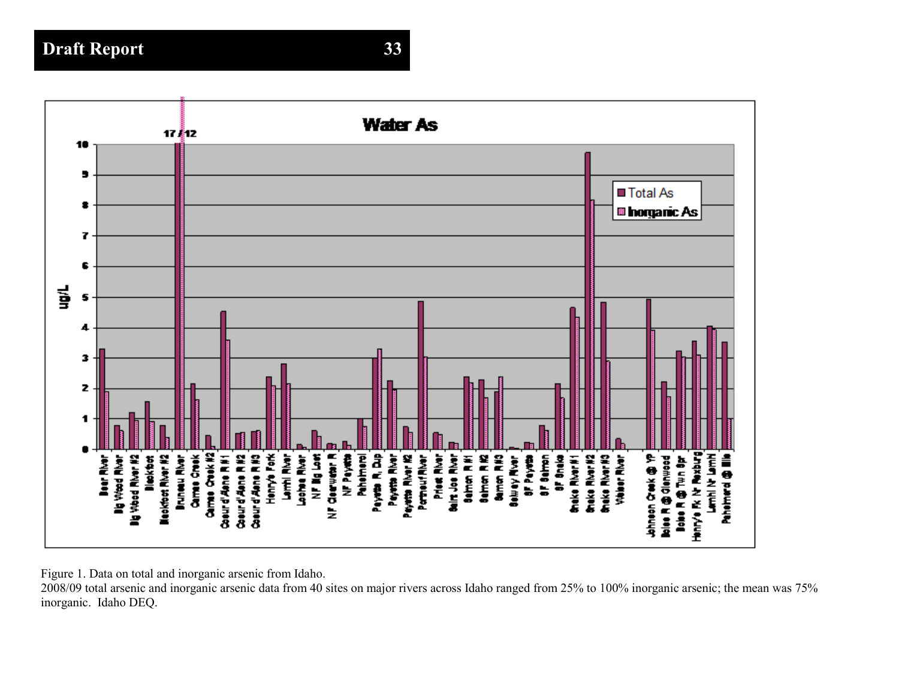Water As

17 / 12

ug/L

10
9
8
7
6
5
4
3
2
1
0

Total As
Inorganic As

Bear River
Big Wood River
Big Wood River #2
Blackfoot
Blackfoot River #2
Bruneau River
Camas Creek
Camas Creek #2
Coeur d'Alene R #1
Coeur d'Alene R #2
Coeur d'Alene R #3
Henry's Fork
Lemhi River
Lochsa River
NF Big Lost
NF Clearwater R
NF Payette
Pahsimeroi
Payette R. Dup
Payette River
Payette River #2
Portneuf River
Priest River
Saint Joe River
Salmon R #1
Salmon R #2
Salmon R #3
Selway River
SF Payette
SF Salmon
SF Snake
Snake River #1
Snake River #2
Snake River #3
Weiser River
Johnson Creek @ YP
Boise R @ Glenwood
Boise R @ Twin Spr
Henry's Fk Nr Rexburg
Lemhi Nr Lemhi
Pahsimeroi @ Ellis

Figure 1. Data on total and inorganic arsenic from Idaho.
2008/09 total arsenic and inorganic arsenic data from 40 sites on major rivers across Idaho ranged from 25% to 100% inorganic arsenic; the mean was 75% inorganic. Idaho DEQ.